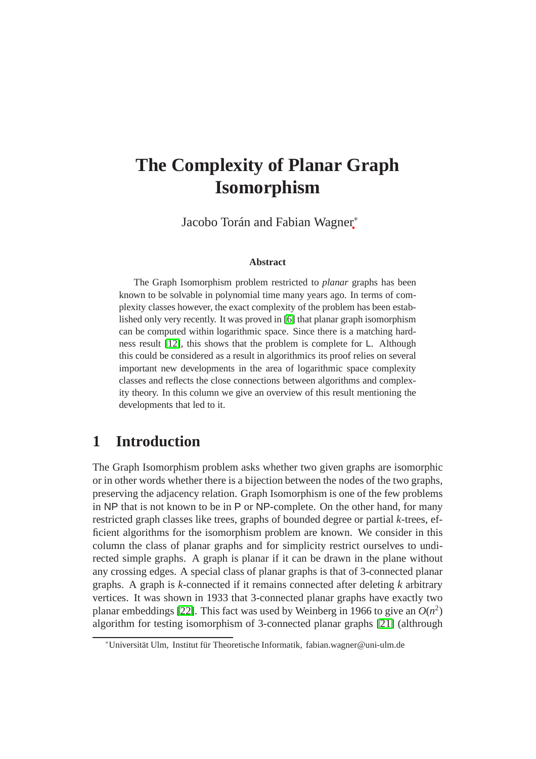# The Complexity of Planar Graph Isomorphism

Jacobo Torán and Fabian Wagner*

### Abstract

The Graph Isomorphism problem restricted to *planar* graphs has been known to be solvable in polynomial time many years ago. In terms of complexity classes however, the exact complexity of the problem has been established only very recently. It was proved in [6] that planar graph isomorphism can be computed within logarithmic space. Since there is a matching hardness result [12], this shows that the problem is complete for L. Although this could be considered as a result in algorithmics its proof relies on several important new developments in the area of logarithmic space complexity classes and reflects the close connections between algorithms and complexity theory. In this column we give an overview of this result mentioning the developments that led to it.

## 1 Introduction

The Graph Isomorphism problem asks whether two given graphs are isomorphic or in other words whether there is a bijection between the nodes of the two graphs, preserving the adjacency relation. Graph Isomorphism is one of the few problems in NP that is not known to be in P or NP-complete. On the other hand, for many restricted graph classes like trees, graphs of bounded degree or partial $k$-trees, efficient algorithms for the isomorphism problem are known. We consider in this column the class of planar graphs and for simplicity restrict ourselves to undirected simple graphs. A graph is planar if it can be drawn in the plane without any crossing edges. A special class of planar graphs is that of 3-connected planar graphs. A graph is $k$-connected if it remains connected after deleting $k$ arbitrary vertices. It was shown in 1933 that 3-connected planar graphs have exactly two planar embeddings [22]. This fact was used by Weinberg in 1966 to give an $O(n^2)$ algorithm for testing isomorphism of 3-connected planar graphs [21] (althrough

*Universität Ulm, Institut für Theoretische Informatik, fabian.wagner@uni-ulm.de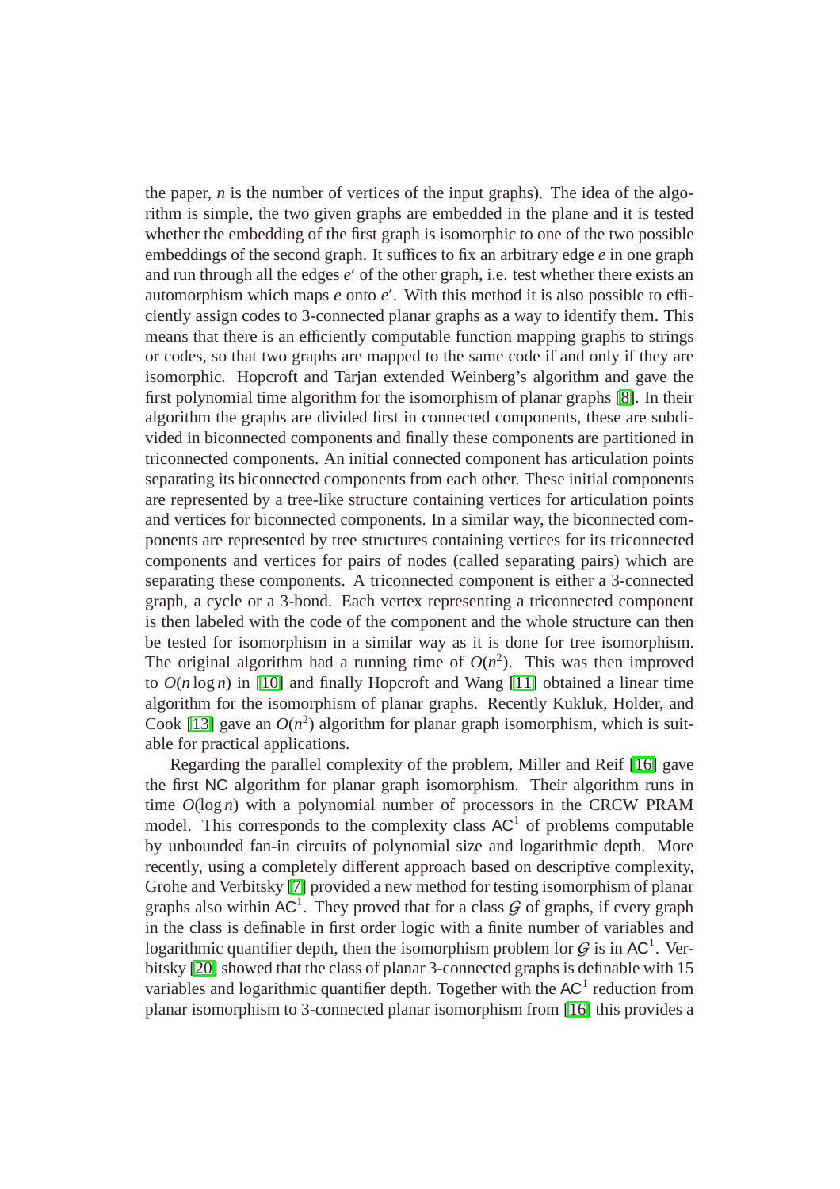the paper, $n$ is the number of vertices of the input graphs). The idea of the algorithm is simple, the two given graphs are embedded in the plane and it is tested whether the embedding of the first graph is isomorphic to one of the two possible embeddings of the second graph. It suffices to fix an arbitrary edge $e$ in one graph and run through all the edges $e'$ of the other graph, i.e. test whether there exists an automorphism which maps $e$ onto $e'$. With this method it is also possible to efficiently assign codes to 3-connected planar graphs as a way to identify them. This means that there is an efficiently computable function mapping graphs to strings or codes, so that two graphs are mapped to the same code if and only if they are isomorphic. Hopcroft and Tarjan extended Weinberg's algorithm and gave the first polynomial time algorithm for the isomorphism of planar graphs [8]. In their algorithm the graphs are divided first in connected components, these are subdivided in biconnected components and finally these components are partitioned in triconnected components. An initial connected component has articulation points separating its biconnected components from each other. These initial components are represented by a tree-like structure containing vertices for articulation points and vertices for biconnected components. In a similar way, the biconnected components are represented by tree structures containing vertices for its triconnected components and vertices for pairs of nodes (called separating pairs) which are separating these components. A triconnected component is either a 3-connected graph, a cycle or a 3-bond. Each vertex representing a triconnected component is then labeled with the code of the component and the whole structure can then be tested for isomorphism in a similar way as it is done for tree isomorphism. The original algorithm had a running time of $O(n^2)$. This was then improved to $O(n \log n)$ in [10] and finally Hopcroft and Wang [11] obtained a linear time algorithm for the isomorphism of planar graphs. Recently Kukluk, Holder, and Cook [13] gave an $O(n^2)$ algorithm for planar graph isomorphism, which is suitable for practical applications.

Regarding the parallel complexity of the problem, Miller and Reif [16] gave the first NC algorithm for planar graph isomorphism. Their algorithm runs in time $O(\log n)$ with a polynomial number of processors in the CRCW PRAM model. This corresponds to the complexity class $\mathsf{AC}^1$ of problems computable by unbounded fan-in circuits of polynomial size and logarithmic depth. More recently, using a completely different approach based on descriptive complexity, Grohe and Verbitsky [7] provided a new method for testing isomorphism of planar graphs also within $\mathsf{AC}^1$. They proved that for a class $\mathcal{G}$ of graphs, if every graph in the class is definable in first order logic with a finite number of variables and logarithmic quantifier depth, then the isomorphism problem for $\mathcal{G}$ is in $\mathsf{AC}^1$. Verbitsky [20] showed that the class of planar 3-connected graphs is definable with 15 variables and logarithmic quantifier depth. Together with the $\mathsf{AC}^1$ reduction from planar isomorphism to 3-connected planar isomorphism from [16] this provides a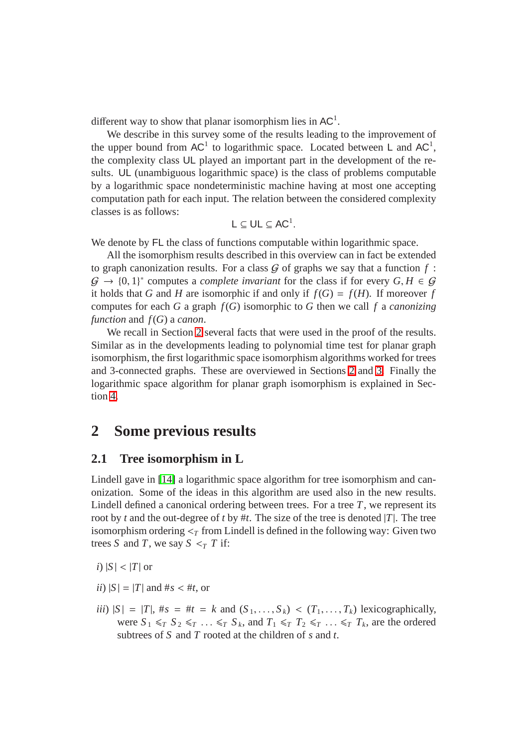different way to show that planar isomorphism lies in $\mathsf{AC}^1$.

We describe in this survey some of the results leading to the improvement of the upper bound from $\mathsf{AC}^1$ to logarithmic space. Located between $\mathsf{L}$ and $\mathsf{AC}^1$, the complexity class $\mathsf{UL}$ played an important part in the development of the results. $\mathsf{UL}$ (unambiguous logarithmic space) is the class of problems computable by a logarithmic space nondeterministic machine having at most one accepting computation path for each input. The relation between the considered complexity classes is as follows:

$$\mathsf{L} \subseteq \mathsf{UL} \subseteq \mathsf{AC}^1.$$

We denote by $\mathsf{FL}$ the class of functions computable within logarithmic space.

All the isomorphism results described in this overview can in fact be extended to graph canonization results. For a class $\mathcal{G}$ of graphs we say that a function $f : \mathcal{G} \to \{0,1\}^*$ computes a *complete invariant* for the class if for every $G, H \in \mathcal{G}$ it holds that $G$ and $H$ are isomorphic if and only if $f(G) = f(H)$. If moreover $f$ computes for each $G$ a graph $f(G)$ isomorphic to $G$ then we call $f$ a *canonizing function* and $f(G)$ a *canon*.

We recall in Section 2 several facts that were used in the proof of the results. Similar as in the developments leading to polynomial time test for planar graph isomorphism, the first logarithmic space isomorphism algorithms worked for trees and 3-connected graphs. These are overviewed in Sections 2 and 3. Finally the logarithmic space algorithm for planar graph isomorphism is explained in Section 4.

## 2 Some previous results

### 2.1 Tree isomorphism in L

Lindell gave in [14] a logarithmic space algorithm for tree isomorphism and canonization. Some of the ideas in this algorithm are used also in the new results. Lindell defined a canonical ordering between trees. For a tree $T$, we represent its root by $t$ and the out-degree of $t$ by $\#t$. The size of the tree is denoted $|T|$. The tree isomorphism ordering $<_T$ from Lindell is defined in the following way: Given two trees $S$ and $T$, we say $S <_T T$ if:

*i*) $|S| < |T|$ or

*ii*) $|S| = |T|$ and $\#s < \#t$, or

*iii*) $|S| = |T|$, $\#s = \#t = k$ and $(S_1, \ldots, S_k) < (T_1, \ldots, T_k)$ lexicographically, were $S_1 \leqslant_T S_2 \leqslant_T \ldots \leqslant_T S_k$, and $T_1 \leqslant_T T_2 \leqslant_T \ldots \leqslant_T T_k$, are the ordered subtrees of $S$ and $T$ rooted at the children of $s$ and $t$.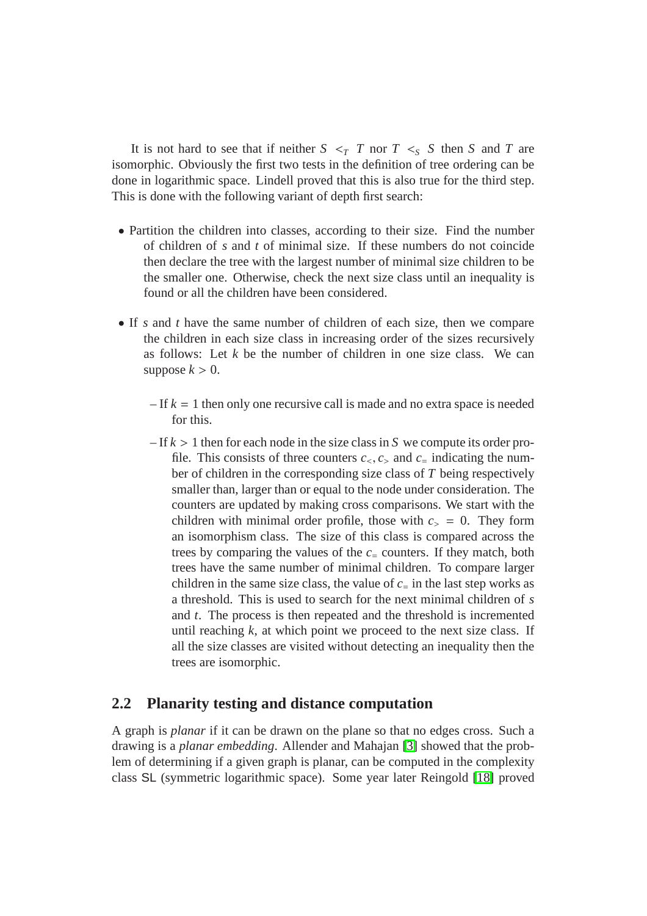It is not hard to see that if neither $S <_T T$ nor $T <_S S$ then $S$ and $T$ are isomorphic. Obviously the first two tests in the definition of tree ordering can be done in logarithmic space. Lindell proved that this is also true for the third step. This is done with the following variant of depth first search:

- Partition the children into classes, according to their size. Find the number of children of $s$ and $t$ of minimal size. If these numbers do not coincide then declare the tree with the largest number of minimal size children to be the smaller one. Otherwise, check the next size class until an inequality is found or all the children have been considered.

- If $s$ and $t$ have the same number of children of each size, then we compare the children in each size class in increasing order of the sizes recursively as follows: Let $k$ be the number of children in one size class. We can suppose $k > 0$.

  – If $k = 1$ then only one recursive call is made and no extra space is needed for this.

  – If $k > 1$ then for each node in the size class in $S$ we compute its order profile. This consists of three counters $c_<, c_>$ and $c_=$ indicating the number of children in the corresponding size class of $T$ being respectively smaller than, larger than or equal to the node under consideration. The counters are updated by making cross comparisons. We start with the children with minimal order profile, those with $c_> = 0$. They form an isomorphism class. The size of this class is compared across the trees by comparing the values of the $c_=$ counters. If they match, both trees have the same number of minimal children. To compare larger children in the same size class, the value of $c_=$ in the last step works as a threshold. This is used to search for the next minimal children of $s$ and $t$. The process is then repeated and the threshold is incremented until reaching $k$, at which point we proceed to the next size class. If all the size classes are visited without detecting an inequality then the trees are isomorphic.

## 2.2 Planarity testing and distance computation

A graph is *planar* if it can be drawn on the plane so that no edges cross. Such a drawing is a *planar embedding*. Allender and Mahajan [3] showed that the problem of determining if a given graph is planar, can be computed in the complexity class SL (symmetric logarithmic space). Some year later Reingold [18] proved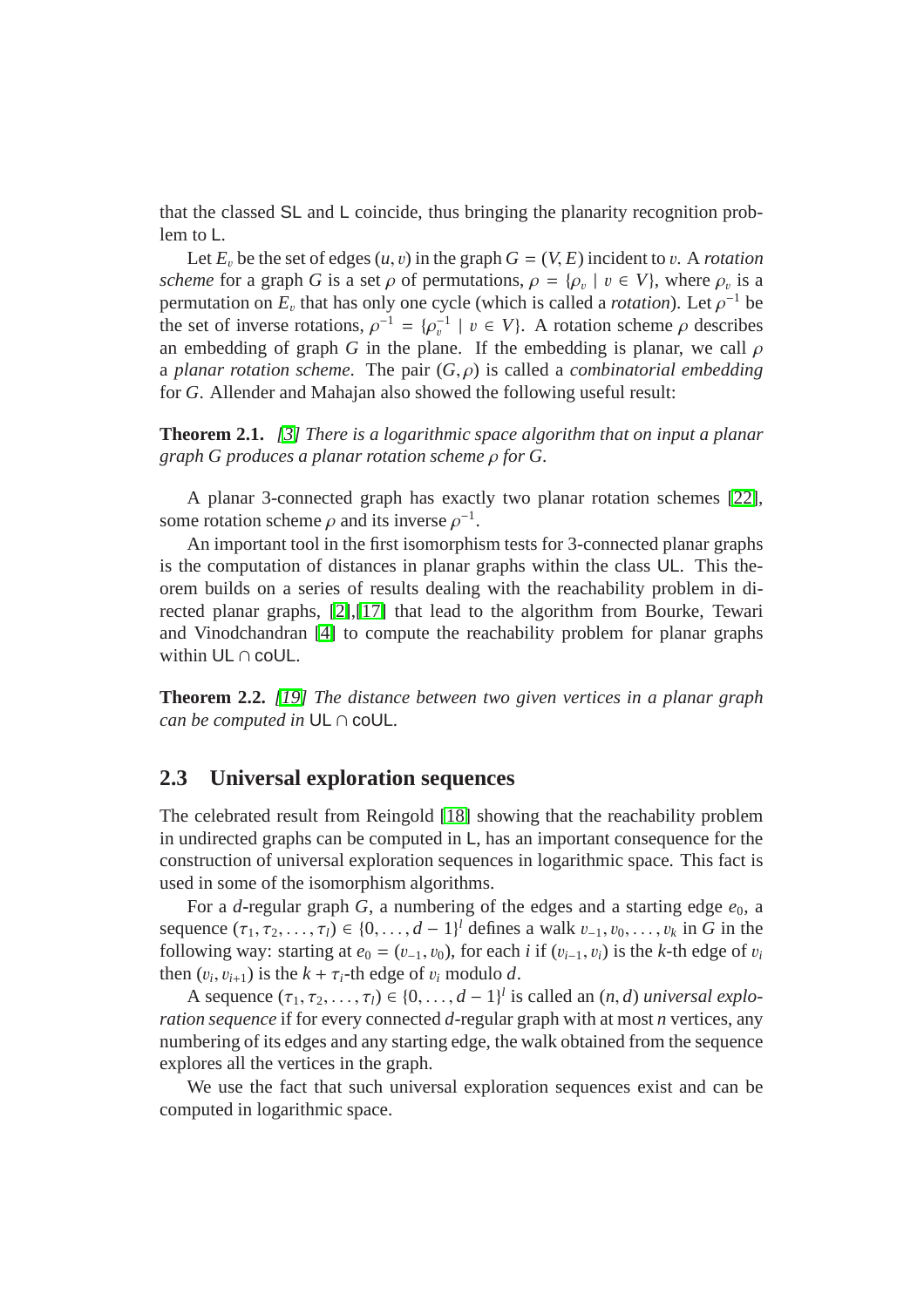that the classed SL and L coincide, thus bringing the planarity recognition problem to L.

Let $E_v$ be the set of edges $(u, v)$ in the graph $G = (V, E)$ incident to $v$. A *rotation scheme* for a graph $G$ is a set $\rho$ of permutations, $\rho = \{\rho_v \mid v \in V\}$, where $\rho_v$ is a permutation on $E_v$ that has only one cycle (which is called a *rotation*). Let $\rho^{-1}$ be the set of inverse rotations, $\rho^{-1} = \{\rho_v^{-1} \mid v \in V\}$. A rotation scheme $\rho$ describes an embedding of graph $G$ in the plane. If the embedding is planar, we call $\rho$ a *planar rotation scheme*. The pair $(G, \rho)$ is called a *combinatorial embedding* for $G$. Allender and Mahajan also showed the following useful result:

**Theorem 2.1.** *[3] There is a logarithmic space algorithm that on input a planar graph $G$ produces a planar rotation scheme $\rho$ for $G$.*

A planar 3-connected graph has exactly two planar rotation schemes [22], some rotation scheme $\rho$ and its inverse $\rho^{-1}$.

An important tool in the first isomorphism tests for 3-connected planar graphs is the computation of distances in planar graphs within the class UL. This theorem builds on a series of results dealing with the reachability problem in directed planar graphs, [2],[17] that lead to the algorithm from Bourke, Tewari and Vinodchandran [4] to compute the reachability problem for planar graphs within UL ∩ coUL.

**Theorem 2.2.** *[19] The distance between two given vertices in a planar graph can be computed in* UL ∩ coUL.

## 2.3 Universal exploration sequences

The celebrated result from Reingold [18] showing that the reachability problem in undirected graphs can be computed in L, has an important consequence for the construction of universal exploration sequences in logarithmic space. This fact is used in some of the isomorphism algorithms.

For a $d$-regular graph $G$, a numbering of the edges and a starting edge $e_0$, a sequence $(\tau_1, \tau_2, \ldots, \tau_l) \in \{0, \ldots, d-1\}^l$ defines a walk $v_{-1}, v_0, \ldots, v_k$ in $G$ in the following way: starting at $e_0 = (v_{-1}, v_0)$, for each $i$ if $(v_{i-1}, v_i)$ is the $k$-th edge of $v_i$ then $(v_i, v_{i+1})$ is the $k + \tau_i$-th edge of $v_i$ modulo $d$.

A sequence $(\tau_1, \tau_2, \ldots, \tau_l) \in \{0, \ldots, d-1\}^l$ is called an $(n, d)$ *universal exploration sequence* if for every connected $d$-regular graph with at most $n$ vertices, any numbering of its edges and any starting edge, the walk obtained from the sequence explores all the vertices in the graph.

We use the fact that such universal exploration sequences exist and can be computed in logarithmic space.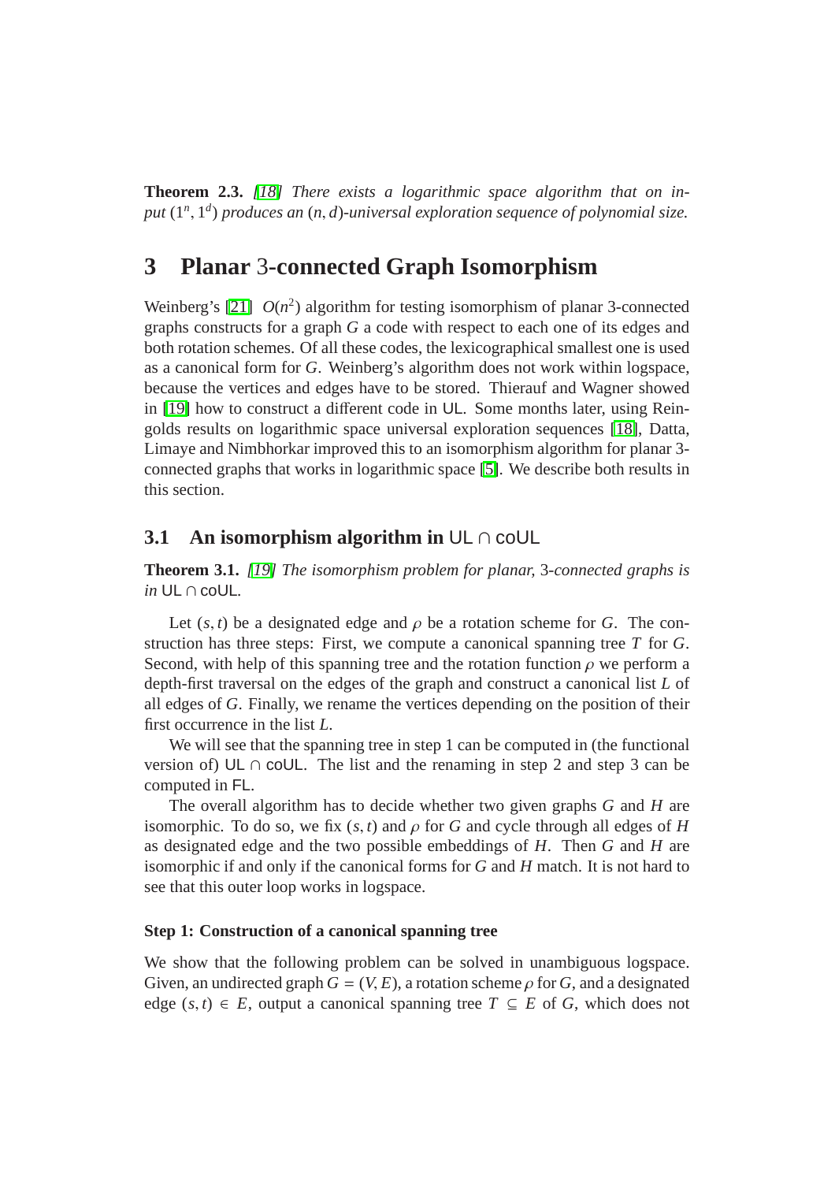**Theorem 2.3.** *[18] There exists a logarithmic space algorithm that on input $(1^n, 1^d)$ produces an $(n, d)$-universal exploration sequence of polynomial size.*

# 3 Planar 3-connected Graph Isomorphism

Weinberg's [21] $O(n^2)$ algorithm for testing isomorphism of planar 3-connected graphs constructs for a graph $G$ a code with respect to each one of its edges and both rotation schemes. Of all these codes, the lexicographical smallest one is used as a canonical form for $G$. Weinberg's algorithm does not work within logspace, because the vertices and edges have to be stored. Thierauf and Wagner showed in [19] how to construct a different code in UL. Some months later, using Reingolds results on logarithmic space universal exploration sequences [18], Datta, Limaye and Nimbhorkar improved this to an isomorphism algorithm for planar 3-connected graphs that works in logarithmic space [5]. We describe both results in this section.

## 3.1 An isomorphism algorithm in UL ∩ coUL

**Theorem 3.1.** *[19] The isomorphism problem for planar, 3-connected graphs is in* UL ∩ coUL.

Let $(s, t)$ be a designated edge and $\rho$ be a rotation scheme for $G$. The construction has three steps: First, we compute a canonical spanning tree $T$ for $G$. Second, with help of this spanning tree and the rotation function $\rho$ we perform a depth-first traversal on the edges of the graph and construct a canonical list $L$ of all edges of $G$. Finally, we rename the vertices depending on the position of their first occurrence in the list $L$.

We will see that the spanning tree in step 1 can be computed in (the functional version of) UL ∩ coUL. The list and the renaming in step 2 and step 3 can be computed in FL.

The overall algorithm has to decide whether two given graphs $G$ and $H$ are isomorphic. To do so, we fix $(s, t)$ and $\rho$ for $G$ and cycle through all edges of $H$ as designated edge and the two possible embeddings of $H$. Then $G$ and $H$ are isomorphic if and only if the canonical forms for $G$ and $H$ match. It is not hard to see that this outer loop works in logspace.

#### Step 1: Construction of a canonical spanning tree

We show that the following problem can be solved in unambiguous logspace. Given, an undirected graph $G = (V, E)$, a rotation scheme $\rho$ for $G$, and a designated edge $(s, t) \in E$, output a canonical spanning tree $T \subseteq E$ of $G$, which does not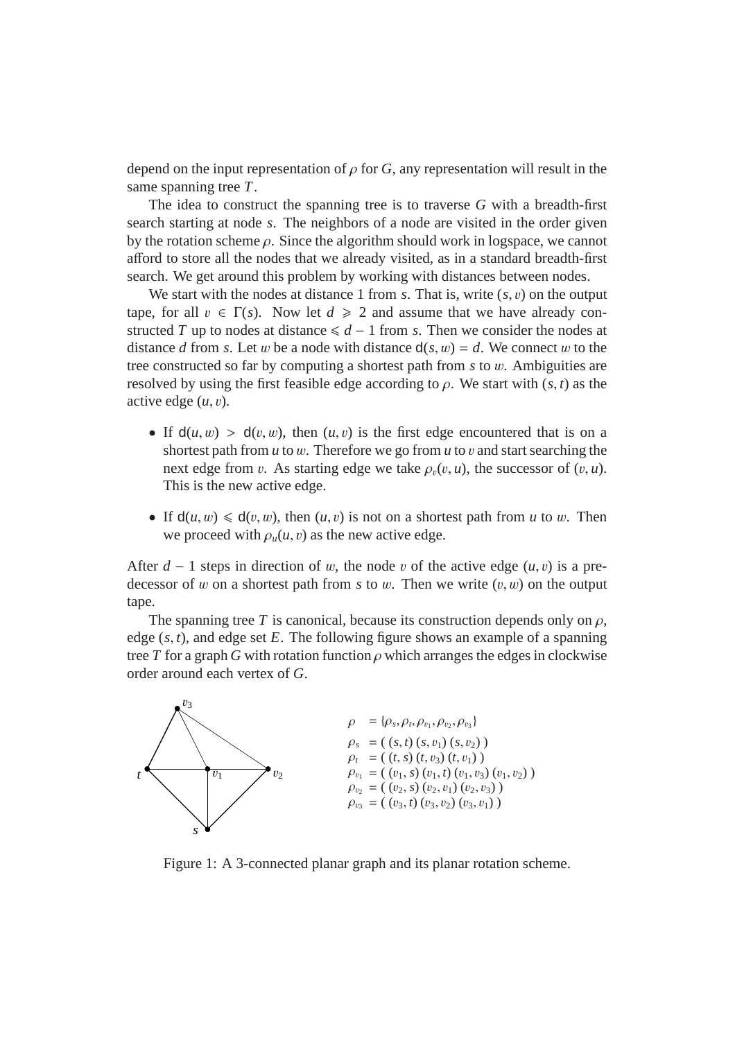depend on the input representation of $\rho$ for $G$, any representation will result in the same spanning tree $T$.

The idea to construct the spanning tree is to traverse $G$ with a breadth-first search starting at node $s$. The neighbors of a node are visited in the order given by the rotation scheme $\rho$. Since the algorithm should work in logspace, we cannot afford to store all the nodes that we already visited, as in a standard breadth-first search. We get around this problem by working with distances between nodes.

We start with the nodes at distance 1 from $s$. That is, write $(s, v)$ on the output tape, for all $v \in \Gamma(s)$. Now let $d \geqslant 2$ and assume that we have already constructed $T$ up to nodes at distance $\leqslant d - 1$ from $s$. Then we consider the nodes at distance $d$ from $s$. Let $w$ be a node with distance $\mathsf{d}(s, w) = d$. We connect $w$ to the tree constructed so far by computing a shortest path from $s$ to $w$. Ambiguities are resolved by using the first feasible edge according to $\rho$. We start with $(s, t)$ as the active edge $(u, v)$.

- If $\mathsf{d}(u, w) > \mathsf{d}(v, w)$, then $(u, v)$ is the first edge encountered that is on a shortest path from $u$ to $w$. Therefore we go from $u$ to $v$ and start searching the next edge from $v$. As starting edge we take $\rho_v(v, u)$, the successor of $(v, u)$. This is the new active edge.
- If $\mathsf{d}(u, w) \leqslant \mathsf{d}(v, w)$, then $(u, v)$ is not on a shortest path from $u$ to $w$. Then we proceed with $\rho_u(u, v)$ as the new active edge.

After $d - 1$ steps in direction of $w$, the node $v$ of the active edge $(u, v)$ is a predecessor of $w$ on a shortest path from $s$ to $w$. Then we write $(v, w)$ on the output tape.

The spanning tree $T$ is canonical, because its construction depends only on $\rho$, edge $(s, t)$, and edge set $E$. The following figure shows an example of a spanning tree $T$ for a graph $G$ with rotation function $\rho$ which arranges the edges in clockwise order around each vertex of $G$.

$$
\begin{aligned}
\rho &= \{\rho_s, \rho_t, \rho_{v_1}, \rho_{v_2}, \rho_{v_3}\} \\
\rho_s &= (\,(s,t)\,(s,v_1)\,(s,v_2)\,) \\
\rho_t &= (\,(t,s)\,(t,v_3)\,(t,v_1)\,) \\
\rho_{v_1} &= (\,(v_1,s)\,(v_1,t)\,(v_1,v_3)\,(v_1,v_2)\,) \\
\rho_{v_2} &= (\,(v_2,s)\,(v_2,v_1)\,(v_2,v_3)\,) \\
\rho_{v_3} &= (\,(v_3,t)\,(v_3,v_2)\,(v_3,v_1)\,)
\end{aligned}
$$

Figure 1: A 3-connected planar graph and its planar rotation scheme.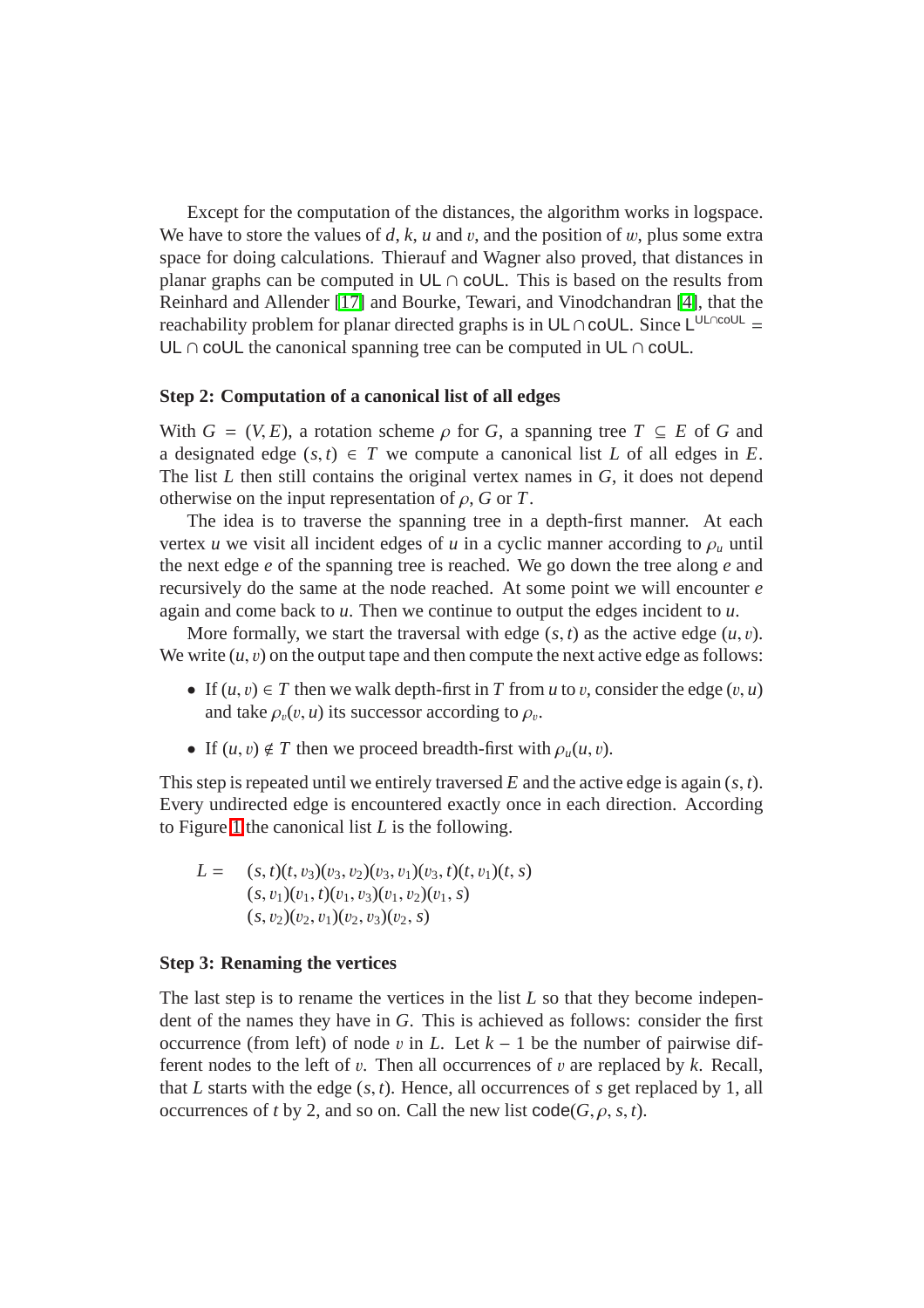Except for the computation of the distances, the algorithm works in logspace. We have to store the values of $d$, $k$, $u$ and $v$, and the position of $w$, plus some extra space for doing calculations. Thierauf and Wagner also proved, that distances in planar graphs can be computed in $\mathsf{UL} \cap \mathsf{coUL}$. This is based on the results from Reinhard and Allender [17] and Bourke, Tewari, and Vinodchandran [4], that the reachability problem for planar directed graphs is in $\mathsf{UL} \cap \mathsf{coUL}$. Since $\mathsf{L}^{\mathsf{UL} \cap \mathsf{coUL}} = \mathsf{UL} \cap \mathsf{coUL}$ the canonical spanning tree can be computed in $\mathsf{UL} \cap \mathsf{coUL}$.

**Step 2: Computation of a canonical list of all edges**

With $G = (V, E)$, a rotation scheme $\rho$ for $G$, a spanning tree $T \subseteq E$ of $G$ and a designated edge $(s, t) \in T$ we compute a canonical list $L$ of all edges in $E$. The list $L$ then still contains the original vertex names in $G$, it does not depend otherwise on the input representation of $\rho$, $G$ or $T$.

The idea is to traverse the spanning tree in a depth-first manner. At each vertex $u$ we visit all incident edges of $u$ in a cyclic manner according to $\rho_u$ until the next edge $e$ of the spanning tree is reached. We go down the tree along $e$ and recursively do the same at the node reached. At some point we will encounter $e$ again and come back to $u$. Then we continue to output the edges incident to $u$.

More formally, we start the traversal with edge $(s, t)$ as the active edge $(u, v)$. We write $(u, v)$ on the output tape and then compute the next active edge as follows:

- If $(u, v) \in T$ then we walk depth-first in $T$ from $u$ to $v$, consider the edge $(v, u)$ and take $\rho_v(v, u)$ its successor according to $\rho_v$.
- If $(u, v) \notin T$ then we proceed breadth-first with $\rho_u(u, v)$.

This step is repeated until we entirely traversed $E$ and the active edge is again $(s, t)$. Every undirected edge is encountered exactly once in each direction. According to Figure 1 the canonical list $L$ is the following.

$$
\begin{aligned}
L = \quad & (s, t)(t, v_3)(v_3, v_2)(v_3, v_1)(v_3, t)(t, v_1)(t, s) \\
& (s, v_1)(v_1, t)(v_1, v_3)(v_1, v_2)(v_1, s) \\
& (s, v_2)(v_2, v_1)(v_2, v_3)(v_2, s)
\end{aligned}
$$

**Step 3: Renaming the vertices**

The last step is to rename the vertices in the list $L$ so that they become independent of the names they have in $G$. This is achieved as follows: consider the first occurrence (from left) of node $v$ in $L$. Let $k - 1$ be the number of pairwise different nodes to the left of $v$. Then all occurrences of $v$ are replaced by $k$. Recall, that $L$ starts with the edge $(s, t)$. Hence, all occurrences of $s$ get replaced by 1, all occurrences of $t$ by 2, and so on. Call the new list $\mathsf{code}(G, \rho, s, t)$.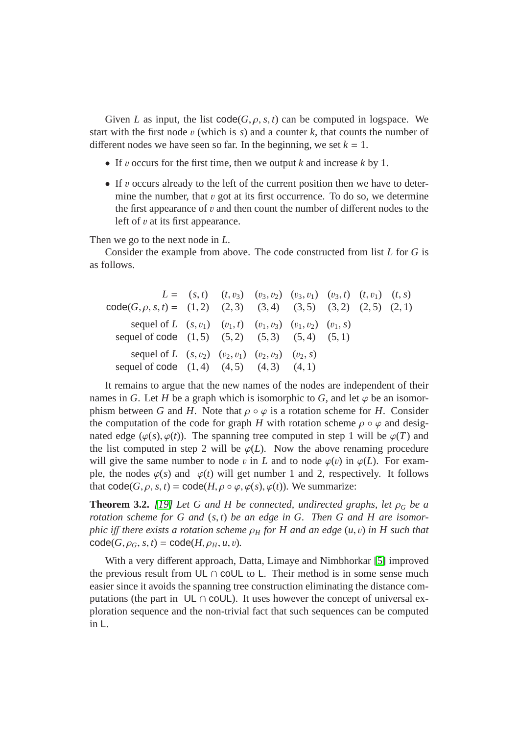Given $L$ as input, the list $\mathsf{code}(G, \rho, s, t)$ can be computed in logspace. We start with the first node $v$ (which is $s$) and a counter $k$, that counts the number of different nodes we have seen so far. In the beginning, we set $k = 1$.

- If $v$ occurs for the first time, then we output $k$ and increase $k$ by 1.
- If $v$ occurs already to the left of the current position then we have to determine the number, that $v$ got at its first occurrence. To do so, we determine the first appearance of $v$ and then count the number of different nodes to the left of $v$ at its first appearance.

Then we go to the next node in $L$.

Consider the example from above. The code constructed from list $L$ for $G$ is as follows.

| | | | | | | | |
|---|---|---|---|---|---|---|---|
| $L =$ | $(s, t)$ | $(t, v_3)$ | $(v_3, v_2)$ | $(v_3, v_1)$ | $(v_3, t)$ | $(t, v_1)$ | $(t, s)$ |
| $\mathsf{code}(G, \rho, s, t) =$ | $(1, 2)$ | $(2, 3)$ | $(3, 4)$ | $(3, 5)$ | $(3, 2)$ | $(2, 5)$ | $(2, 1)$ |
| sequel of $L$ | $(s, v_1)$ | $(v_1, t)$ | $(v_1, v_3)$ | $(v_1, v_2)$ | $(v_1, s)$ | | |
| sequel of code | $(1, 5)$ | $(5, 2)$ | $(5, 3)$ | $(5, 4)$ | $(5, 1)$ | | |
| sequel of $L$ | $(s, v_2)$ | $(v_2, v_1)$ | $(v_2, v_3)$ | $(v_2, s)$ | | | |
| sequel of code | $(1, 4)$ | $(4, 5)$ | $(4, 3)$ | $(4, 1)$ | | | |

It remains to argue that the new names of the nodes are independent of their names in $G$. Let $H$ be a graph which is isomorphic to $G$, and let $\varphi$ be an isomorphism between $G$ and $H$. Note that $\rho \circ \varphi$ is a rotation scheme for $H$. Consider the computation of the code for graph $H$ with rotation scheme $\rho \circ \varphi$ and designated edge $(\varphi(s), \varphi(t))$. The spanning tree computed in step 1 will be $\varphi(T)$ and the list computed in step 2 will be $\varphi(L)$. Now the above renaming procedure will give the same number to node $v$ in $L$ and to node $\varphi(v)$ in $\varphi(L)$. For example, the nodes $\varphi(s)$ and $\varphi(t)$ will get number 1 and 2, respectively. It follows that $\mathsf{code}(G, \rho, s, t) = \mathsf{code}(H, \rho \circ \varphi, \varphi(s), \varphi(t))$. We summarize:

**Theorem 3.2.** *[19] Let $G$ and $H$ be connected, undirected graphs, let $\rho_G$ be a rotation scheme for $G$ and $(s, t)$ be an edge in $G$. Then $G$ and $H$ are isomorphic iff there exists a rotation scheme $\rho_H$ for $H$ and an edge $(u, v)$ in $H$ such that $\mathsf{code}(G, \rho_G, s, t) = \mathsf{code}(H, \rho_H, u, v)$.*

With a very different approach, Datta, Limaye and Nimbhorkar [5] improved the previous result from $\mathsf{UL} \cap \mathsf{coUL}$ to $\mathsf{L}$. Their method is in some sense much easier since it avoids the spanning tree construction eliminating the distance computations (the part in $\mathsf{UL} \cap \mathsf{coUL}$). It uses however the concept of universal exploration sequence and the non-trivial fact that such sequences can be computed in $\mathsf{L}$.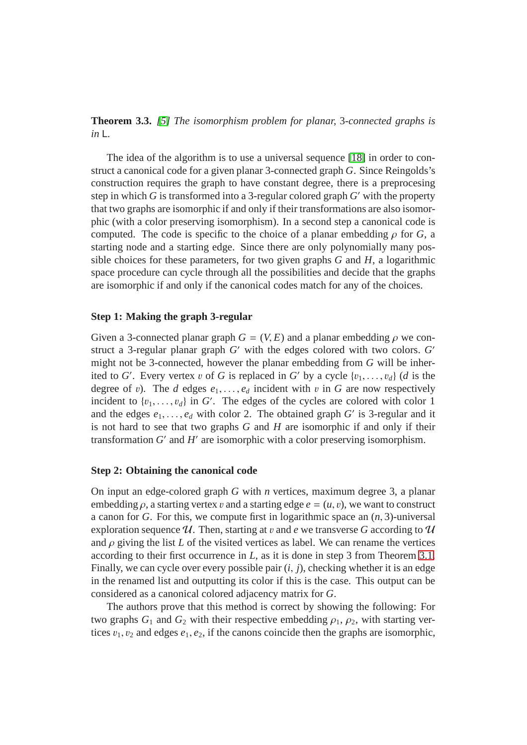**Theorem 3.3.** *[5] The isomorphism problem for planar, 3-connected graphs is in* L*.*

The idea of the algorithm is to use a universal sequence [18] in order to construct a canonical code for a given planar 3-connected graph $G$. Since Reingolds's construction requires the graph to have constant degree, there is a preprocesing step in which $G$ is transformed into a 3-regular colored graph $G'$ with the property that two graphs are isomorphic if and only if their transformations are also isomorphic (with a color preserving isomorphism). In a second step a canonical code is computed. The code is specific to the choice of a planar embedding $\rho$ for $G$, a starting node and a starting edge. Since there are only polynomially many possible choices for these parameters, for two given graphs $G$ and $H$, a logarithmic space procedure can cycle through all the possibilities and decide that the graphs are isomorphic if and only if the canonical codes match for any of the choices.

**Step 1: Making the graph 3-regular**

Given a 3-connected planar graph $G = (V, E)$ and a planar embedding $\rho$ we construct a 3-regular planar graph $G'$ with the edges colored with two colors. $G'$ might not be 3-connected, however the planar embedding from $G$ will be inherited to $G'$. Every vertex $v$ of $G$ is replaced in $G'$ by a cycle $\{v_1, \ldots, v_d\}$ ($d$ is the degree of $v$). The $d$ edges $e_1, \ldots, e_d$ incident with $v$ in $G$ are now respectively incident to $\{v_1, \ldots, v_d\}$ in $G'$. The edges of the cycles are colored with color 1 and the edges $e_1, \ldots, e_d$ with color 2. The obtained graph $G'$ is 3-regular and it is not hard to see that two graphs $G$ and $H$ are isomorphic if and only if their transformation $G'$ and $H'$ are isomorphic with a color preserving isomorphism.

**Step 2: Obtaining the canonical code**

On input an edge-colored graph $G$ with $n$ vertices, maximum degree 3, a planar embedding $\rho$, a starting vertex $v$ and a starting edge $e = (u, v)$, we want to construct a canon for $G$. For this, we compute first in logarithmic space an $(n, 3)$-universal exploration sequence $\mathcal{U}$. Then, starting at $v$ and $e$ we transverse $G$ according to $\mathcal{U}$ and $\rho$ giving the list $L$ of the visited vertices as label. We can rename the vertices according to their first occurrence in $L$, as it is done in step 3 from Theorem 3.1. Finally, we can cycle over every possible pair $(i, j)$, checking whether it is an edge in the renamed list and outputting its color if this is the case. This output can be considered as a canonical colored adjacency matrix for $G$.

The authors prove that this method is correct by showing the following: For two graphs $G_1$ and $G_2$ with their respective embedding $\rho_1$, $\rho_2$, with starting vertices $v_1, v_2$ and edges $e_1, e_2$, if the canons coincide then the graphs are isomorphic,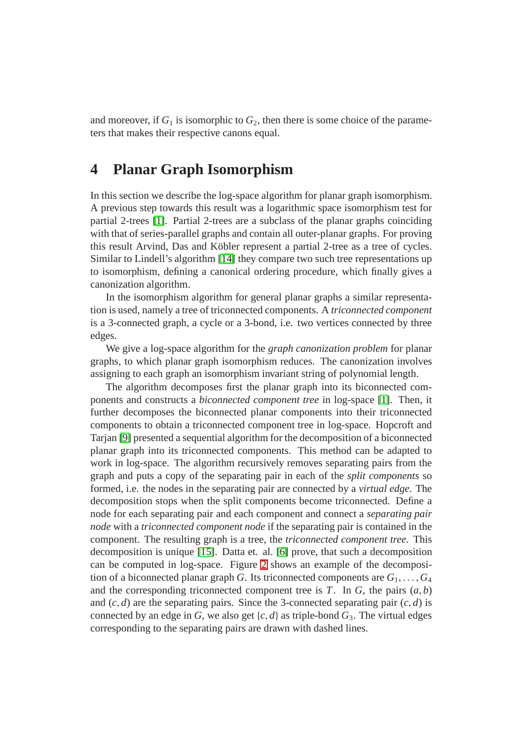and moreover, if $G_1$ is isomorphic to $G_2$, then there is some choice of the parameters that makes their respective canons equal.

## 4 Planar Graph Isomorphism

In this section we describe the log-space algorithm for planar graph isomorphism. A previous step towards this result was a logarithmic space isomorphism test for partial 2-trees [1]. Partial 2-trees are a subclass of the planar graphs coinciding with that of series-parallel graphs and contain all outer-planar graphs. For proving this result Arvind, Das and Köbler represent a partial 2-tree as a tree of cycles. Similar to Lindell's algorithm [14] they compare two such tree representations up to isomorphism, defining a canonical ordering procedure, which finally gives a canonization algorithm.

In the isomorphism algorithm for general planar graphs a similar representation is used, namely a tree of triconnected components. A *triconnected component* is a 3-connected graph, a cycle or a 3-bond, i.e. two vertices connected by three edges.

We give a log-space algorithm for the *graph canonization problem* for planar graphs, to which planar graph isomorphism reduces. The canonization involves assigning to each graph an isomorphism invariant string of polynomial length.

The algorithm decomposes first the planar graph into its biconnected components and constructs a *biconnected component tree* in log-space [1]. Then, it further decomposes the biconnected planar components into their triconnected components to obtain a triconnected component tree in log-space. Hopcroft and Tarjan [9] presented a sequential algorithm for the decomposition of a biconnected planar graph into its triconnected components. This method can be adapted to work in log-space. The algorithm recursively removes separating pairs from the graph and puts a copy of the separating pair in each of the *split components* so formed, i.e. the nodes in the separating pair are connected by a *virtual edge*. The decomposition stops when the split components become triconnected. Define a node for each separating pair and each component and connect a *separating pair node* with a *triconnected component node* if the separating pair is contained in the component. The resulting graph is a tree, the *triconnected component tree*. This decomposition is unique [15]. Datta et. al. [6] prove, that such a decomposition can be computed in log-space. Figure 2 shows an example of the decomposition of a biconnected planar graph $G$. Its triconnected components are $G_1, \ldots, G_4$ and the corresponding triconnected component tree is $T$. In $G$, the pairs $(a,b)$ and $(c,d)$ are the separating pairs. Since the 3-connected separating pair $(c,d)$ is connected by an edge in $G$, we also get $\{c,d\}$ as triple-bond $G_3$. The virtual edges corresponding to the separating pairs are drawn with dashed lines.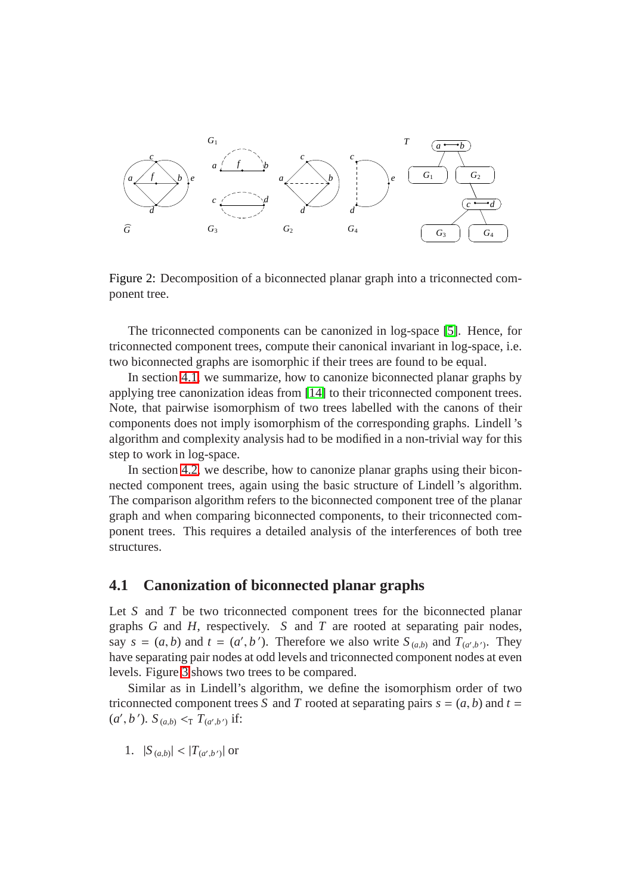Figure 2: Decomposition of a biconnected planar graph into a triconnected component tree.

The triconnected components can be canonized in log-space [5]. Hence, for triconnected component trees, compute their canonical invariant in log-space, i.e. two biconnected graphs are isomorphic if their trees are found to be equal.

In section 4.1, we summarize, how to canonize biconnected planar graphs by applying tree canonization ideas from [14] to their triconnected component trees. Note, that pairwise isomorphism of two trees labelled with the canons of their components does not imply isomorphism of the corresponding graphs. Lindell 's algorithm and complexity analysis had to be modified in a non-trivial way for this step to work in log-space.

In section 4.2, we describe, how to canonize planar graphs using their biconnected component trees, again using the basic structure of Lindell 's algorithm. The comparison algorithm refers to the biconnected component tree of the planar graph and when comparing biconnected components, to their triconnected component trees. This requires a detailed analysis of the interferences of both tree structures.

## 4.1 Canonization of biconnected planar graphs

Let $S$ and $T$ be two triconnected component trees for the biconnected planar graphs $G$ and $H$, respectively. $S$ and $T$ are rooted at separating pair nodes, say $s = (a, b)$ and $t = (a', b')$. Therefore we also write $S_{(a,b)}$ and $T_{(a',b')}$. They have separating pair nodes at odd levels and triconnected component nodes at even levels. Figure 3 shows two trees to be compared.

Similar as in Lindell's algorithm, we define the isomorphism order of two triconnected component trees $S$ and $T$ rooted at separating pairs $s = (a, b)$ and $t = (a', b')$. $S_{(a,b)} <_{\mathrm{T}} T_{(a',b')}$ if:

1. $|S_{(a,b)}| < |T_{(a',b')}|$ or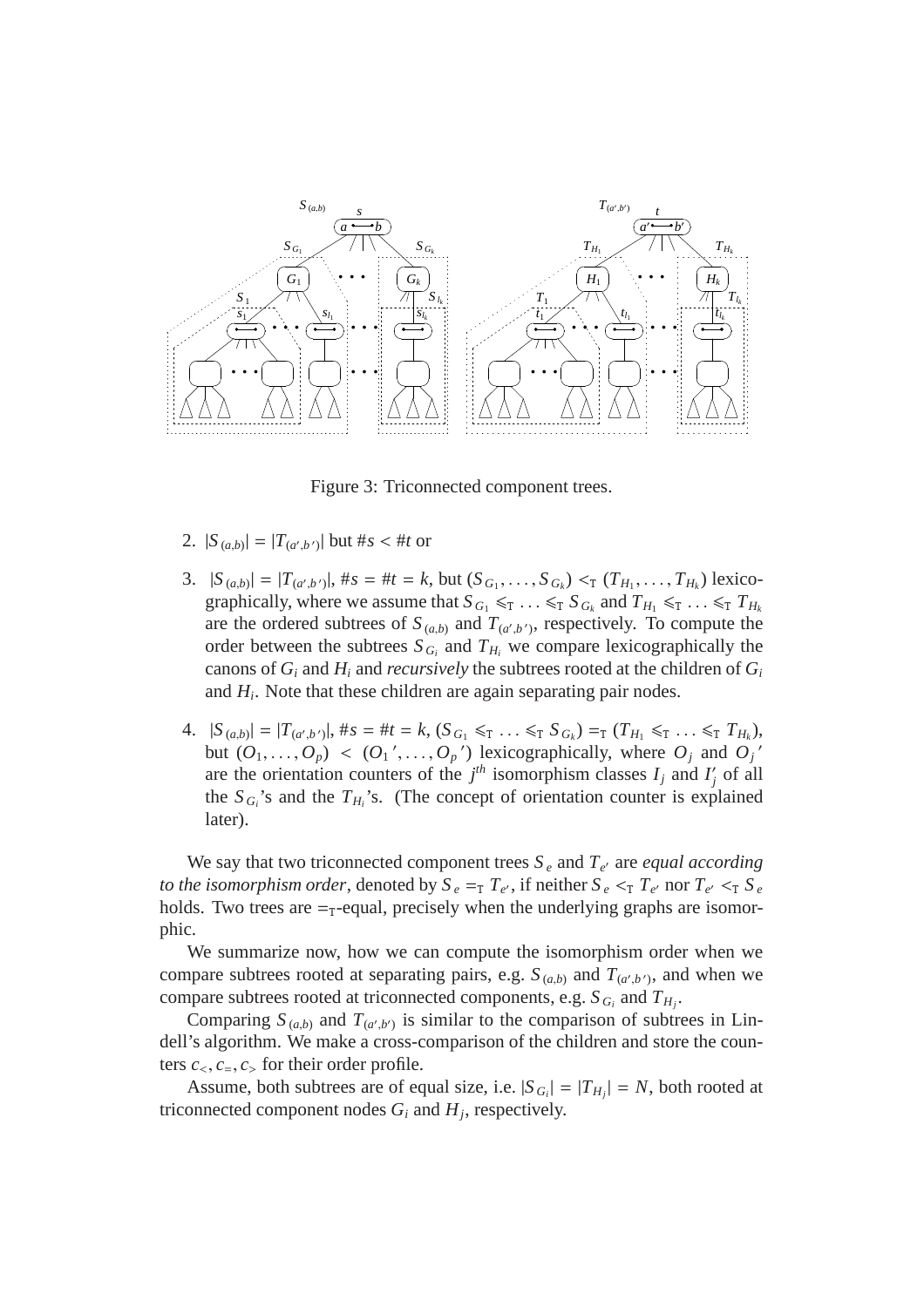Figure 3: Triconnected component trees.

2. $|S_{(a,b)}| = |T_{(a',b')}|$ but $\#s < \#t$ or

3. $|S_{(a,b)}| = |T_{(a',b')}|$, $\#s = \#t = k$, but $(S_{G_1}, \ldots, S_{G_k}) <_{\mathrm{T}} (T_{H_1}, \ldots, T_{H_k})$ lexicographically, where we assume that $S_{G_1} \leqslant_{\mathrm{T}} \ldots \leqslant_{\mathrm{T}} S_{G_k}$ and $T_{H_1} \leqslant_{\mathrm{T}} \ldots \leqslant_{\mathrm{T}} T_{H_k}$ are the ordered subtrees of $S_{(a,b)}$ and $T_{(a',b')}$, respectively. To compute the order between the subtrees $S_{G_i}$ and $T_{H_i}$ we compare lexicographically the canons of $G_i$ and $H_i$ and *recursively* the subtrees rooted at the children of $G_i$ and $H_i$. Note that these children are again separating pair nodes.

4. $|S_{(a,b)}| = |T_{(a',b')}|$, $\#s = \#t = k$, $(S_{G_1} \leqslant_{\mathrm{T}} \ldots \leqslant_{\mathrm{T}} S_{G_k}) =_{\mathrm{T}} (T_{H_1} \leqslant_{\mathrm{T}} \ldots \leqslant_{\mathrm{T}} T_{H_k})$, but $(O_1, \ldots, O_p) < (O_1{}', \ldots, O_p{}')$ lexicographically, where $O_j$ and $O_j{}'$ are the orientation counters of the $j^{th}$ isomorphism classes $I_j$ and $I_j'$ of all the $S_{G_i}$'s and the $T_{H_i}$'s. (The concept of orientation counter is explained later).

We say that two triconnected component trees $S_e$ and $T_{e'}$ are *equal according to the isomorphism order*, denoted by $S_e =_{\mathrm{T}} T_{e'}$, if neither $S_e <_{\mathrm{T}} T_{e'}$ nor $T_{e'} <_{\mathrm{T}} S_e$ holds. Two trees are $=_{\mathrm{T}}$-equal, precisely when the underlying graphs are isomorphic.

We summarize now, how we can compute the isomorphism order when we compare subtrees rooted at separating pairs, e.g. $S_{(a,b)}$ and $T_{(a',b')}$, and when we compare subtrees rooted at triconnected components, e.g. $S_{G_i}$ and $T_{H_j}$.

Comparing $S_{(a,b)}$ and $T_{(a',b')}$ is similar to the comparison of subtrees in Lindell's algorithm. We make a cross-comparison of the children and store the counters $c_<, c_=, c_>$ for their order profile.

Assume, both subtrees are of equal size, i.e. $|S_{G_i}| = |T_{H_j}| = N$, both rooted at triconnected component nodes $G_i$ and $H_j$, respectively.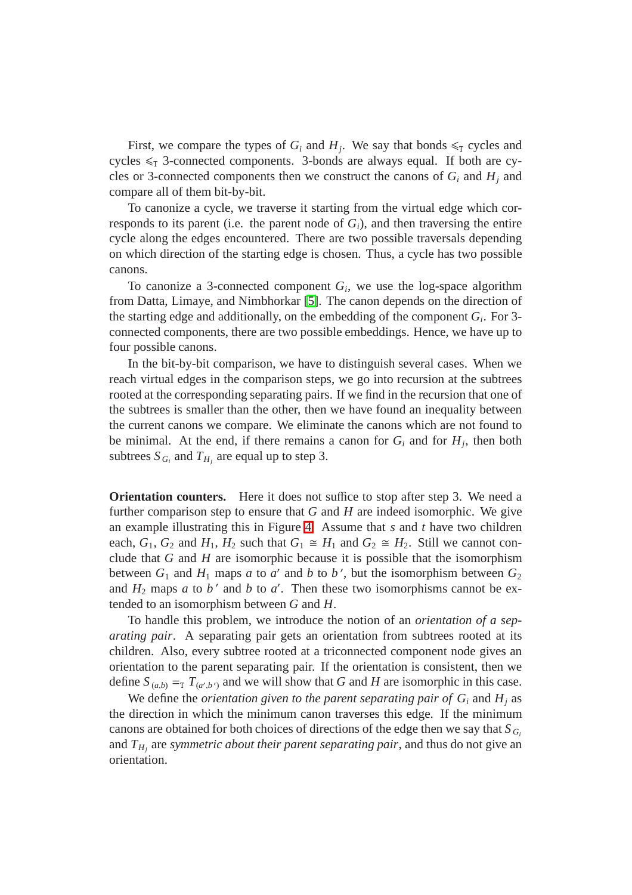First, we compare the types of $G_i$ and $H_j$. We say that bonds $\leqslant_{\mathrm{T}}$ cycles and cycles $\leqslant_{\mathrm{T}}$ 3-connected components. 3-bonds are always equal. If both are cycles or 3-connected components then we construct the canons of $G_i$ and $H_j$ and compare all of them bit-by-bit.

To canonize a cycle, we traverse it starting from the virtual edge which corresponds to its parent (i.e. the parent node of $G_i$), and then traversing the entire cycle along the edges encountered. There are two possible traversals depending on which direction of the starting edge is chosen. Thus, a cycle has two possible canons.

To canonize a 3-connected component $G_i$, we use the log-space algorithm from Datta, Limaye, and Nimbhorkar [5]. The canon depends on the direction of the starting edge and additionally, on the embedding of the component $G_i$. For 3-connected components, there are two possible embeddings. Hence, we have up to four possible canons.

In the bit-by-bit comparison, we have to distinguish several cases. When we reach virtual edges in the comparison steps, we go into recursion at the subtrees rooted at the corresponding separating pairs. If we find in the recursion that one of the subtrees is smaller than the other, then we have found an inequality between the current canons we compare. We eliminate the canons which are not found to be minimal. At the end, if there remains a canon for $G_i$ and for $H_j$, then both subtrees $S_{G_i}$ and $T_{H_j}$ are equal up to step 3.

**Orientation counters.** Here it does not suffice to stop after step 3. We need a further comparison step to ensure that $G$ and $H$ are indeed isomorphic. We give an example illustrating this in Figure 4. Assume that $s$ and $t$ have two children each, $G_1$, $G_2$ and $H_1$, $H_2$ such that $G_1 \cong H_1$ and $G_2 \cong H_2$. Still we cannot conclude that $G$ and $H$ are isomorphic because it is possible that the isomorphism between $G_1$ and $H_1$ maps $a$ to $a'$ and $b$ to $b'$, but the isomorphism between $G_2$ and $H_2$ maps $a$ to $b'$ and $b$ to $a'$. Then these two isomorphisms cannot be extended to an isomorphism between $G$ and $H$.

To handle this problem, we introduce the notion of an *orientation of a separating pair*. A separating pair gets an orientation from subtrees rooted at its children. Also, every subtree rooted at a triconnected component node gives an orientation to the parent separating pair. If the orientation is consistent, then we define $S_{(a,b)} =_{\mathrm{T}} T_{(a',b')}$ and we will show that $G$ and $H$ are isomorphic in this case.

We define the *orientation given to the parent separating pair of* $G_i$ and $H_j$ as the direction in which the minimum canon traverses this edge. If the minimum canons are obtained for both choices of directions of the edge then we say that $S_{G_i}$ and $T_{H_j}$ are *symmetric about their parent separating pair*, and thus do not give an orientation.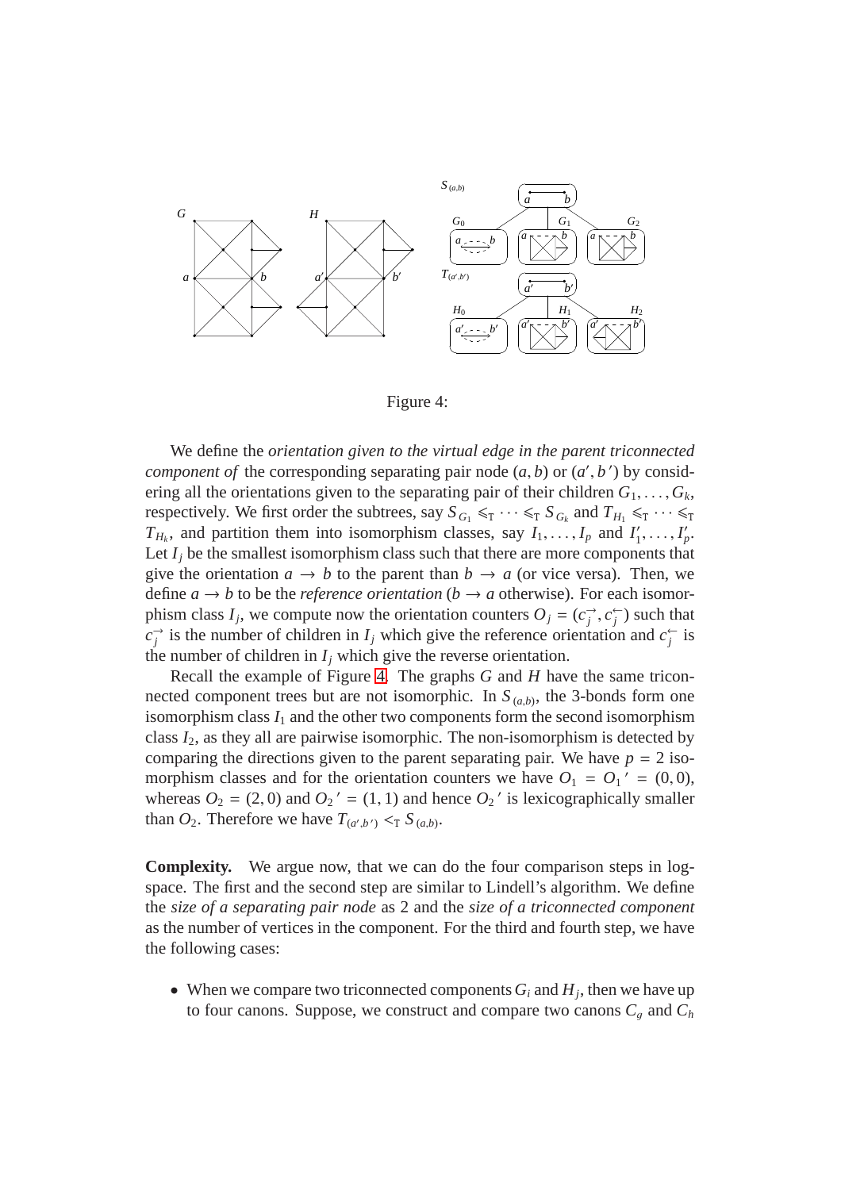Figure 4:

We define the *orientation given to the virtual edge in the parent triconnected component of* the corresponding separating pair node $(a, b)$ or $(a', b')$ by considering all the orientations given to the separating pair of their children $G_1, \dots, G_k$, respectively. We first order the subtrees, say $S_{G_1} \leqslant_{\mathrm{T}} \cdots \leqslant_{\mathrm{T}} S_{G_k}$ and $T_{H_1} \leqslant_{\mathrm{T}} \cdots \leqslant_{\mathrm{T}} T_{H_k}$, and partition them into isomorphism classes, say $I_1, \dots, I_p$ and $I'_1, \dots, I'_p$. Let $I_j$ be the smallest isomorphism class such that there are more components that give the orientation $a \to b$ to the parent than $b \to a$ (or vice versa). Then, we define $a \to b$ to be the *reference orientation* ($b \to a$ otherwise). For each isomorphism class $I_j$, we compute now the orientation counters $O_j = (c_j^{\rightarrow}, c_j^{\leftarrow})$ such that $c_j^{\rightarrow}$ is the number of children in $I_j$ which give the reference orientation and $c_j^{\leftarrow}$ is the number of children in $I_j$ which give the reverse orientation.

Recall the example of Figure 4. The graphs $G$ and $H$ have the same triconnected component trees but are not isomorphic. In $S_{(a,b)}$, the 3-bonds form one isomorphism class $I_1$ and the other two components form the second isomorphism class $I_2$, as they all are pairwise isomorphic. The non-isomorphism is detected by comparing the directions given to the parent separating pair. We have $p = 2$ isomorphism classes and for the orientation counters we have $O_1 = O_1{}' = (0, 0)$, whereas $O_2 = (2, 0)$ and $O_2{}' = (1, 1)$ and hence $O_2{}'$ is lexicographically smaller than $O_2$. Therefore we have $T_{(a',b')} <_{\mathrm{T}} S_{(a,b)}$.

**Complexity.** We argue now, that we can do the four comparison steps in logspace. The first and the second step are similar to Lindell's algorithm. We define the *size of a separating pair node* as 2 and the *size of a triconnected component* as the number of vertices in the component. For the third and fourth step, we have the following cases:

- When we compare two triconnected components $G_i$ and $H_j$, then we have up to four canons. Suppose, we construct and compare two canons $C_g$ and $C_h$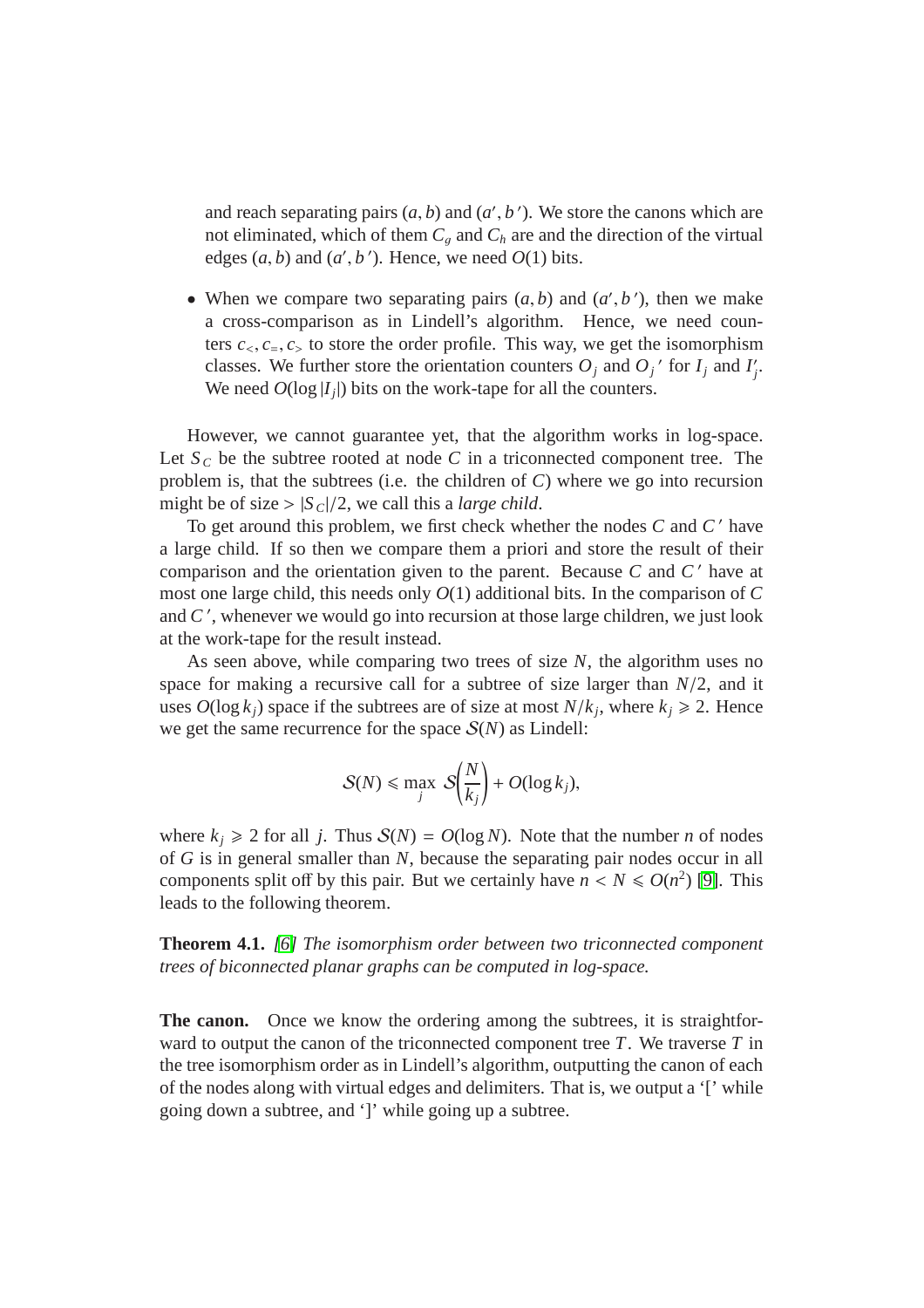and reach separating pairs $(a, b)$ and $(a', b')$. We store the canons which are not eliminated, which of them $C_g$ and $C_h$ are and the direction of the virtual edges $(a, b)$ and $(a', b')$. Hence, we need $O(1)$ bits.

- When we compare two separating pairs $(a, b)$ and $(a', b')$, then we make a cross-comparison as in Lindell's algorithm. Hence, we need counters $c_<, c_=, c_>$ to store the order profile. This way, we get the isomorphism classes. We further store the orientation counters $O_j$ and $O_j{}'$ for $I_j$ and $I_j'$. We need $O(\log |I_j|)$ bits on the work-tape for all the counters.

However, we cannot guarantee yet, that the algorithm works in log-space. Let $S_C$ be the subtree rooted at node $C$ in a triconnected component tree. The problem is, that the subtrees (i.e. the children of $C$) where we go into recursion might be of size $> |S_C|/2$, we call this a *large child*.

To get around this problem, we first check whether the nodes $C$ and $C'$ have a large child. If so then we compare them a priori and store the result of their comparison and the orientation given to the parent. Because $C$ and $C'$ have at most one large child, this needs only $O(1)$ additional bits. In the comparison of $C$ and $C'$, whenever we would go into recursion at those large children, we just look at the work-tape for the result instead.

As seen above, while comparing two trees of size $N$, the algorithm uses no space for making a recursive call for a subtree of size larger than $N/2$, and it uses $O(\log k_j)$ space if the subtrees are of size at most $N/k_j$, where $k_j \geqslant 2$. Hence we get the same recurrence for the space $\mathcal{S}(N)$ as Lindell:

$$\mathcal{S}(N) \leqslant \max_j \mathcal{S}\left(\frac{N}{k_j}\right) + O(\log k_j),$$

where $k_j \geqslant 2$ for all $j$. Thus $\mathcal{S}(N) = O(\log N)$. Note that the number $n$ of nodes of $G$ is in general smaller than $N$, because the separating pair nodes occur in all components split off by this pair. But we certainly have $n < N \leqslant O(n^2)$ [9]. This leads to the following theorem.

**Theorem 4.1.** *[6] The isomorphism order between two triconnected component trees of biconnected planar graphs can be computed in log-space.*

**The canon.** Once we know the ordering among the subtrees, it is straightforward to output the canon of the triconnected component tree $T$. We traverse $T$ in the tree isomorphism order as in Lindell's algorithm, outputting the canon of each of the nodes along with virtual edges and delimiters. That is, we output a '[' while going down a subtree, and ']' while going up a subtree.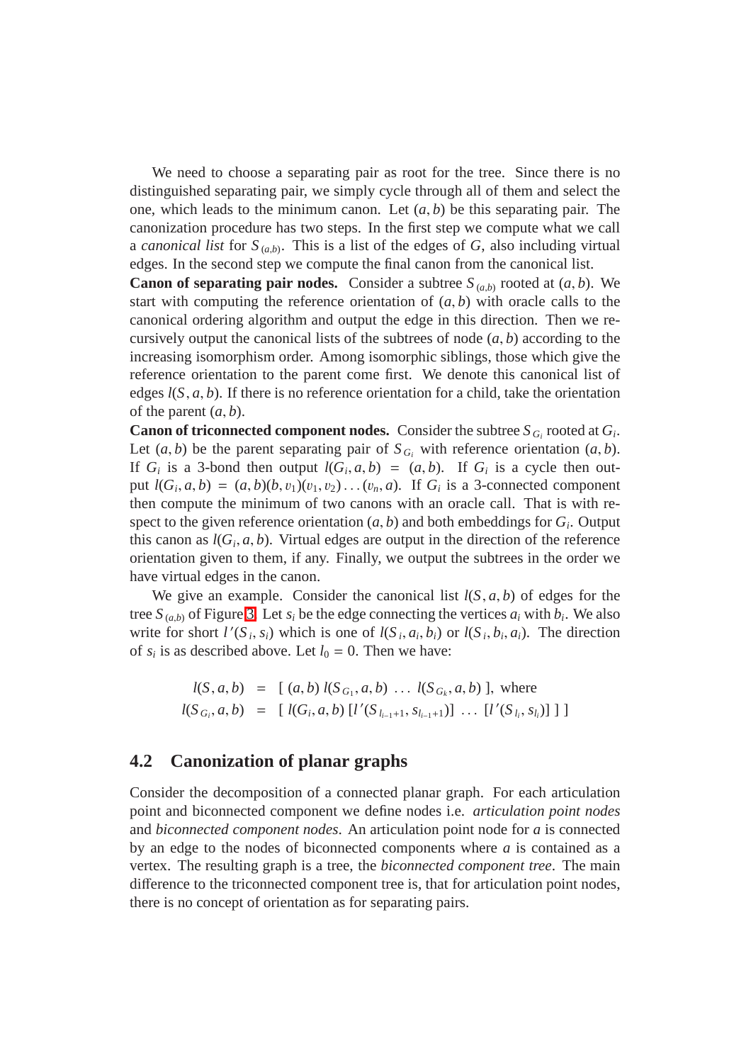We need to choose a separating pair as root for the tree. Since there is no distinguished separating pair, we simply cycle through all of them and select the one, which leads to the minimum canon. Let $(a, b)$ be this separating pair. The canonization procedure has two steps. In the first step we compute what we call a *canonical list* for $S_{(a,b)}$. This is a list of the edges of $G$, also including virtual edges. In the second step we compute the final canon from the canonical list.

**Canon of separating pair nodes.** Consider a subtree $S_{(a,b)}$ rooted at $(a, b)$. We start with computing the reference orientation of $(a, b)$ with oracle calls to the canonical ordering algorithm and output the edge in this direction. Then we recursively output the canonical lists of the subtrees of node $(a, b)$ according to the increasing isomorphism order. Among isomorphic siblings, those which give the reference orientation to the parent come first. We denote this canonical list of edges $l(S, a, b)$. If there is no reference orientation for a child, take the orientation of the parent $(a, b)$.

**Canon of triconnected component nodes.** Consider the subtree $S_{G_i}$ rooted at $G_i$. Let $(a, b)$ be the parent separating pair of $S_{G_i}$ with reference orientation $(a, b)$. If $G_i$ is a 3-bond then output $l(G_i, a, b) = (a, b)$. If $G_i$ is a cycle then output $l(G_i, a, b) = (a, b)(b, v_1)(v_1, v_2) \ldots (v_n, a)$. If $G_i$ is a 3-connected component then compute the minimum of two canons with an oracle call. That is with respect to the given reference orientation $(a, b)$ and both embeddings for $G_i$. Output this canon as $l(G_i, a, b)$. Virtual edges are output in the direction of the reference orientation given to them, if any. Finally, we output the subtrees in the order we have virtual edges in the canon.

We give an example. Consider the canonical list $l(S, a, b)$ of edges for the tree $S_{(a,b)}$ of Figure 3. Let $s_i$ be the edge connecting the vertices $a_i$ with $b_i$. We also write for short $l'(S_i, s_i)$ which is one of $l(S_i, a_i, b_i)$ or $l(S_i, b_i, a_i)$. The direction of $s_i$ is as described above. Let $l_0 = 0$. Then we have:

$$
\begin{aligned}
l(S, a, b) &= [\ (a, b)\ l(S_{G_1}, a, b)\ \ldots\ l(S_{G_k}, a, b)\ ], \text{ where} \\
l(S_{G_i}, a, b) &= [\ l(G_i, a, b)\ [l'(S_{l_{i-1}+1}, s_{l_{i-1}+1})]\ \ldots\ [l'(S_{l_i}, s_{l_i})]\ ]\ ]
\end{aligned}
$$

## 4.2 Canonization of planar graphs

Consider the decomposition of a connected planar graph. For each articulation point and biconnected component we define nodes i.e. *articulation point nodes* and *biconnected component nodes*. An articulation point node for $a$ is connected by an edge to the nodes of biconnected components where $a$ is contained as a vertex. The resulting graph is a tree, the *biconnected component tree*. The main difference to the triconnected component tree is, that for articulation point nodes, there is no concept of orientation as for separating pairs.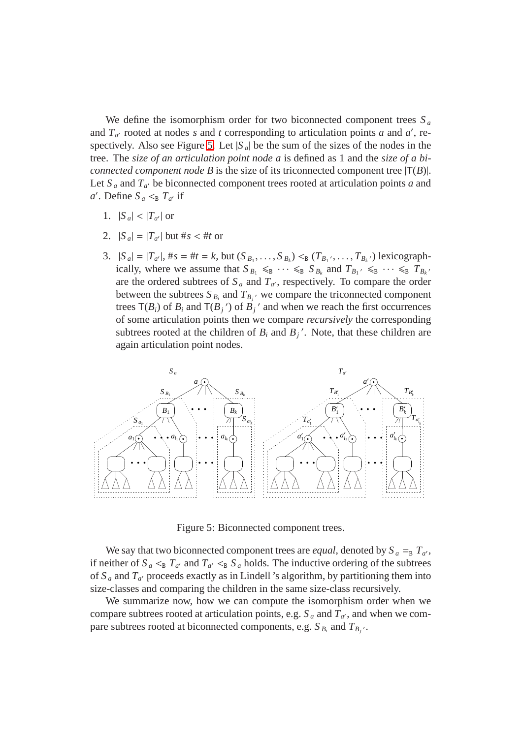We define the isomorphism order for two biconnected component trees $S_a$ and $T_{a'}$ rooted at nodes $s$ and $t$ corresponding to articulation points $a$ and $a'$, respectively. Also see Figure 5. Let $|S_a|$ be the sum of the sizes of the nodes in the tree. The *size of an articulation point node a* is defined as 1 and the *size of a biconnected component node B* is the size of its triconnected component tree $|\mathsf{T}(B)|$. Let $S_a$ and $T_{a'}$ be biconnected component trees rooted at articulation points $a$ and $a'$. Define $S_a <_{\mathrm{B}} T_{a'}$ if

1. $|S_a| < |T_{a'}|$ or
2. $|S_a| = |T_{a'}|$ but $\#s < \#t$ or
3. $|S_a| = |T_{a'}|$, $\#s = \#t = k$, but $(S_{B_1}, \ldots, S_{B_k}) <_{\mathrm{B}} (T_{B_1{}'}, \ldots, T_{B_k{}'})$ lexicographically, where we assume that $S_{B_1} \leqslant_{\mathrm{B}} \cdots \leqslant_{\mathrm{B}} S_{B_k}$ and $T_{B_1{}'} \leqslant_{\mathrm{B}} \cdots \leqslant_{\mathrm{B}} T_{B_k{}'}$ are the ordered subtrees of $S_a$ and $T_{a'}$, respectively. To compare the order between the subtrees $S_{B_i}$ and $T_{B_j{}'}$ we compare the triconnected component trees $\mathsf{T}(B_i)$ of $B_i$ and $\mathsf{T}(B_j{}')$ of $B_j{}'$ and when we reach the first occurrences of some articulation points then we compare *recursively* the corresponding subtrees rooted at the children of $B_i$ and $B_j{}'$. Note, that these children are again articulation point nodes.

Figure 5: Biconnected component trees.

We say that two biconnected component trees are *equal*, denoted by $S_a =_{\mathrm{B}} T_{a'}$, if neither of $S_a <_{\mathrm{B}} T_{a'}$ and $T_{a'} <_{\mathrm{B}} S_a$ holds. The inductive ordering of the subtrees of $S_a$ and $T_{a'}$ proceeds exactly as in Lindell 's algorithm, by partitioning them into size-classes and comparing the children in the same size-class recursively.

We summarize now, how we can compute the isomorphism order when we compare subtrees rooted at articulation points, e.g. $S_a$ and $T_{a'}$, and when we compare subtrees rooted at biconnected components, e.g. $S_{B_i}$ and $T_{B_j{}'}$.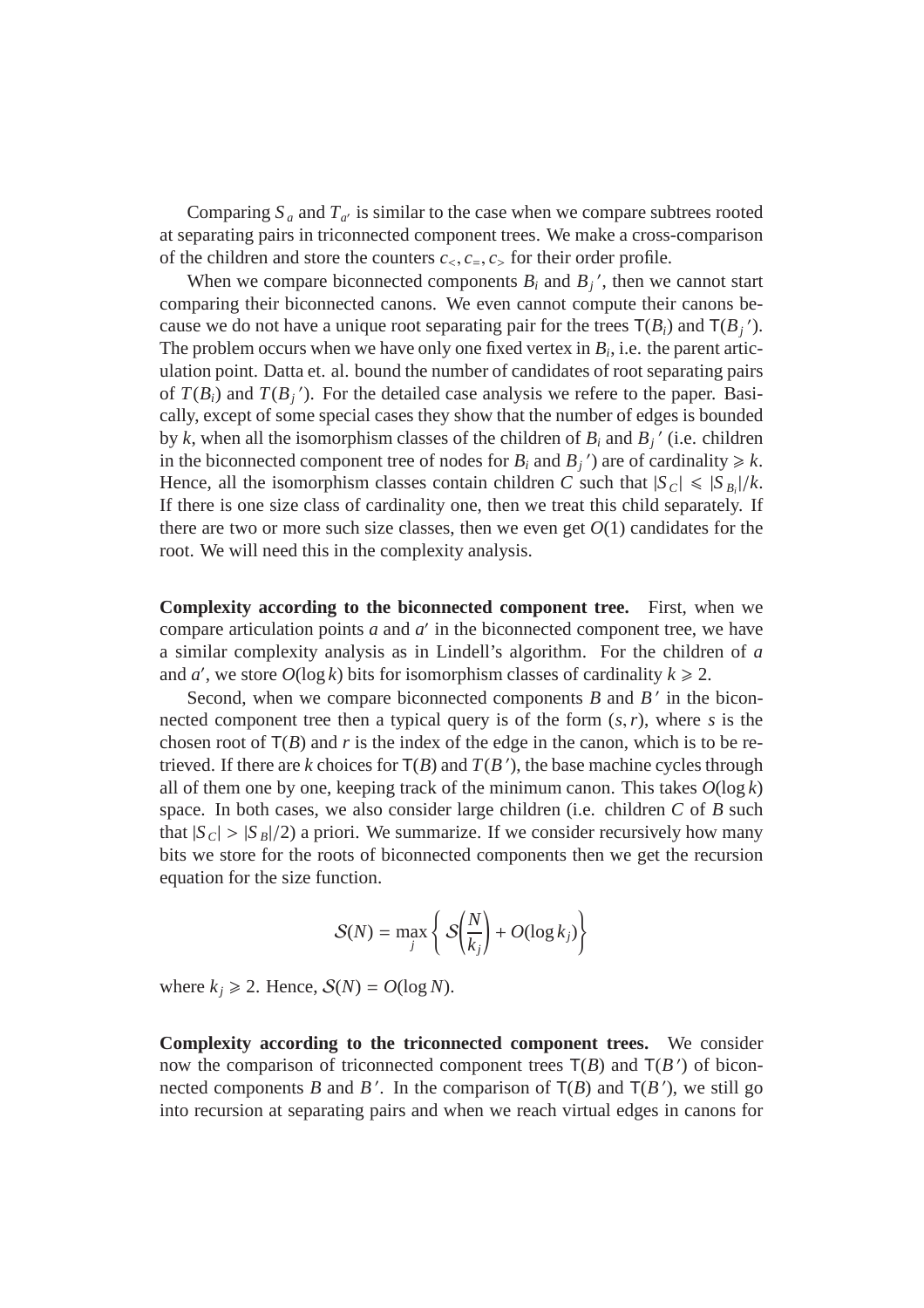Comparing $S_a$ and $T_{a'}$ is similar to the case when we compare subtrees rooted at separating pairs in triconnected component trees. We make a cross-comparison of the children and store the counters $c_<, c_=, c_>$ for their order profile.

When we compare biconnected components $B_i$ and $B_j{}'$, then we cannot start comparing their biconnected canons. We even cannot compute their canons because we do not have a unique root separating pair for the trees $\mathsf{T}(B_i)$ and $\mathsf{T}(B_j{}')$. The problem occurs when we have only one fixed vertex in $B_i$, i.e. the parent articulation point. Datta et. al. bound the number of candidates of root separating pairs of $T(B_i)$ and $T(B_j{}')$. For the detailed case analysis we refere to the paper. Basically, except of some special cases they show that the number of edges is bounded by $k$, when all the isomorphism classes of the children of $B_i$ and $B_j{}'$ (i.e. children in the biconnected component tree of nodes for $B_i$ and $B_j{}'$) are of cardinality $\geqslant k$. Hence, all the isomorphism classes contain children $C$ such that $|S_C| \leqslant |S_{B_i}|/k$. If there is one size class of cardinality one, then we treat this child separately. If there are two or more such size classes, then we even get $O(1)$ candidates for the root. We will need this in the complexity analysis.

**Complexity according to the biconnected component tree.** First, when we compare articulation points $a$ and $a'$ in the biconnected component tree, we have a similar complexity analysis as in Lindell's algorithm. For the children of $a$ and $a'$, we store $O(\log k)$ bits for isomorphism classes of cardinality $k \geqslant 2$.

Second, when we compare biconnected components $B$ and $B'$ in the biconnected component tree then a typical query is of the form $(s, r)$, where $s$ is the chosen root of $\mathsf{T}(B)$ and $r$ is the index of the edge in the canon, which is to be retrieved. If there are $k$ choices for $\mathsf{T}(B)$ and $T(B')$, the base machine cycles through all of them one by one, keeping track of the minimum canon. This takes $O(\log k)$ space. In both cases, we also consider large children (i.e. children $C$ of $B$ such that $|S_C| > |S_B|/2$) a priori. We summarize. If we consider recursively how many bits we store for the roots of biconnected components then we get the recursion equation for the size function.

$$\mathcal{S}(N) = \max_j \left\{ \mathcal{S}\left(\frac{N}{k_j}\right) + O(\log k_j) \right\}$$

where $k_j \geqslant 2$. Hence, $\mathcal{S}(N) = O(\log N)$.

**Complexity according to the triconnected component trees.** We consider now the comparison of triconnected component trees $\mathsf{T}(B)$ and $\mathsf{T}(B')$ of biconnected components $B$ and $B'$. In the comparison of $\mathsf{T}(B)$ and $\mathsf{T}(B')$, we still go into recursion at separating pairs and when we reach virtual edges in canons for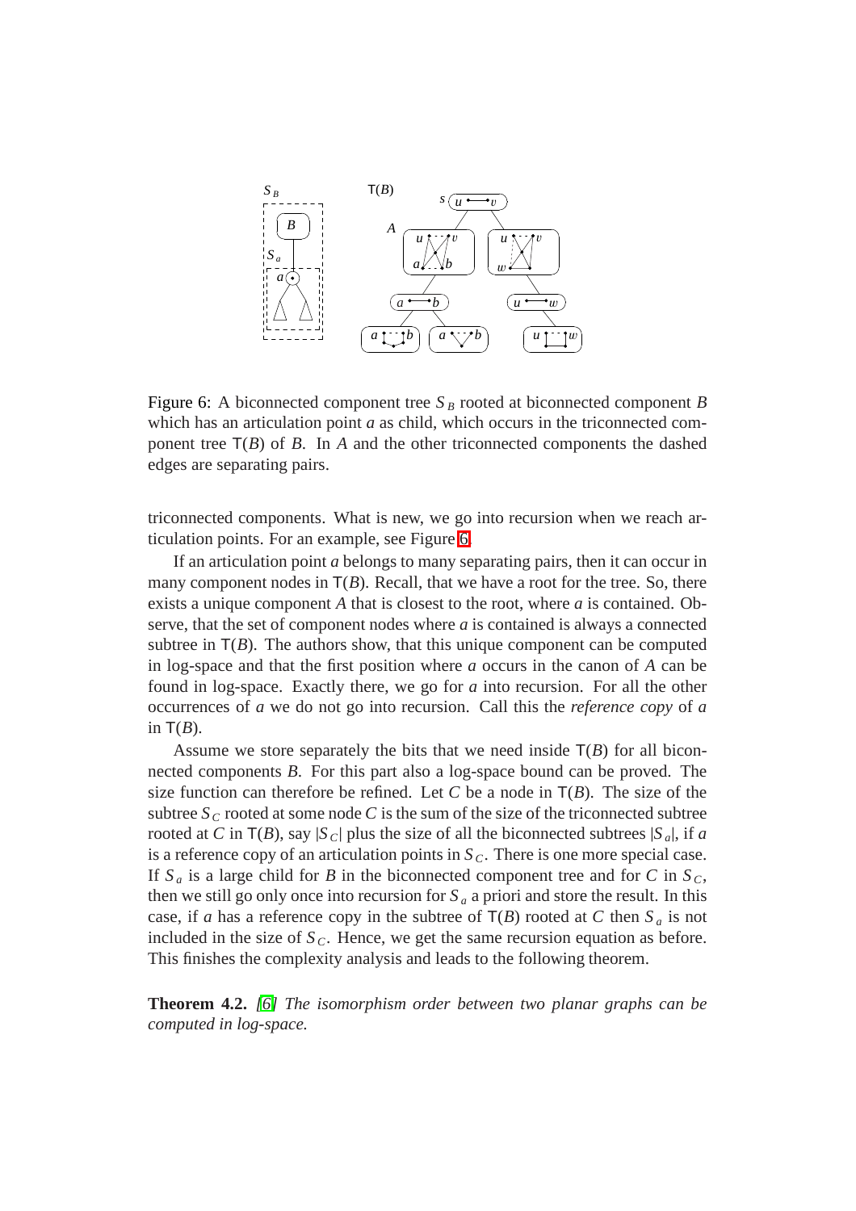Figure 6: A biconnected component tree $S_B$ rooted at biconnected component $B$ which has an articulation point $a$ as child, which occurs in the triconnected component tree $\mathsf{T}(B)$ of $B$. In $A$ and the other triconnected components the dashed edges are separating pairs.

triconnected components. What is new, we go into recursion when we reach articulation points. For an example, see Figure 6.

If an articulation point $a$ belongs to many separating pairs, then it can occur in many component nodes in $\mathsf{T}(B)$. Recall, that we have a root for the tree. So, there exists a unique component $A$ that is closest to the root, where $a$ is contained. Observe, that the set of component nodes where $a$ is contained is always a connected subtree in $\mathsf{T}(B)$. The authors show, that this unique component can be computed in log-space and that the first position where $a$ occurs in the canon of $A$ can be found in log-space. Exactly there, we go for $a$ into recursion. For all the other occurrences of $a$ we do not go into recursion. Call this the *reference copy* of $a$ in $\mathsf{T}(B)$.

Assume we store separately the bits that we need inside $\mathsf{T}(B)$ for all biconnected components $B$. For this part also a log-space bound can be proved. The size function can therefore be refined. Let $C$ be a node in $\mathsf{T}(B)$. The size of the subtree $S_C$ rooted at some node $C$ is the sum of the size of the triconnected subtree rooted at $C$ in $\mathsf{T}(B)$, say $|S_C|$ plus the size of all the biconnected subtrees $|S_a|$, if $a$ is a reference copy of an articulation points in $S_C$. There is one more special case. If $S_a$ is a large child for $B$ in the biconnected component tree and for $C$ in $S_C$, then we still go only once into recursion for $S_a$ a priori and store the result. In this case, if $a$ has a reference copy in the subtree of $\mathsf{T}(B)$ rooted at $C$ then $S_a$ is not included in the size of $S_C$. Hence, we get the same recursion equation as before. This finishes the complexity analysis and leads to the following theorem.

**Theorem 4.2.** *[6] The isomorphism order between two planar graphs can be computed in log-space.*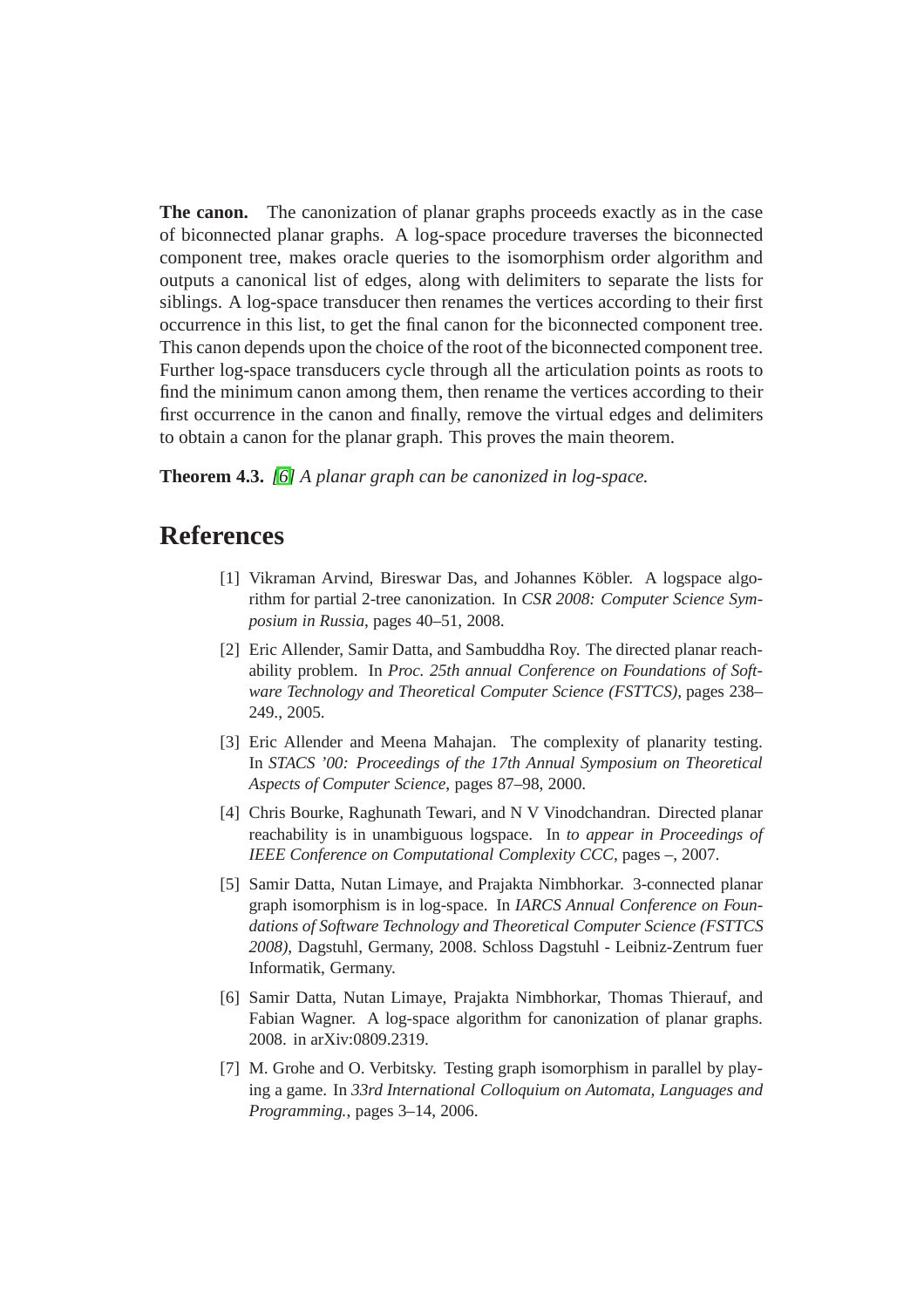**The canon.** The canonization of planar graphs proceeds exactly as in the case of biconnected planar graphs. A log-space procedure traverses the biconnected component tree, makes oracle queries to the isomorphism order algorithm and outputs a canonical list of edges, along with delimiters to separate the lists for siblings. A log-space transducer then renames the vertices according to their first occurrence in this list, to get the final canon for the biconnected component tree. This canon depends upon the choice of the root of the biconnected component tree. Further log-space transducers cycle through all the articulation points as roots to find the minimum canon among them, then rename the vertices according to their first occurrence in the canon and finally, remove the virtual edges and delimiters to obtain a canon for the planar graph. This proves the main theorem.

**Theorem 4.3.** *[6] A planar graph can be canonized in log-space.*

# References

[1] Vikraman Arvind, Bireswar Das, and Johannes Köbler. A logspace algorithm for partial 2-tree canonization. In *CSR 2008: Computer Science Symposium in Russia*, pages 40–51, 2008.

[2] Eric Allender, Samir Datta, and Sambuddha Roy. The directed planar reachability problem. In *Proc. 25th annual Conference on Foundations of Software Technology and Theoretical Computer Science (FSTTCS)*, pages 238–249., 2005.

[3] Eric Allender and Meena Mahajan. The complexity of planarity testing. In *STACS '00: Proceedings of the 17th Annual Symposium on Theoretical Aspects of Computer Science*, pages 87–98, 2000.

[4] Chris Bourke, Raghunath Tewari, and N V Vinodchandran. Directed planar reachability is in unambiguous logspace. In *to appear in Proceedings of IEEE Conference on Computational Complexity CCC*, pages –, 2007.

[5] Samir Datta, Nutan Limaye, and Prajakta Nimbhorkar. 3-connected planar graph isomorphism is in log-space. In *IARCS Annual Conference on Foundations of Software Technology and Theoretical Computer Science (FSTTCS 2008)*, Dagstuhl, Germany, 2008. Schloss Dagstuhl - Leibniz-Zentrum fuer Informatik, Germany.

[6] Samir Datta, Nutan Limaye, Prajakta Nimbhorkar, Thomas Thierauf, and Fabian Wagner. A log-space algorithm for canonization of planar graphs. 2008. in arXiv:0809.2319.

[7] M. Grohe and O. Verbitsky. Testing graph isomorphism in parallel by playing a game. In *33rd International Colloquium on Automata, Languages and Programming.*, pages 3–14, 2006.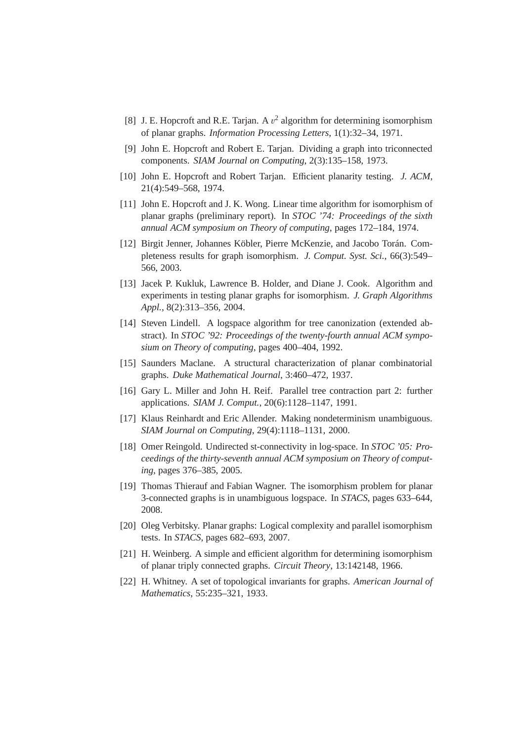[8] J. E. Hopcroft and R.E. Tarjan. A $v^2$ algorithm for determining isomorphism of planar graphs. *Information Processing Letters*, 1(1):32–34, 1971.

[9] John E. Hopcroft and Robert E. Tarjan. Dividing a graph into triconnected components. *SIAM Journal on Computing*, 2(3):135–158, 1973.

[10] John E. Hopcroft and Robert Tarjan. Efficient planarity testing. *J. ACM*, 21(4):549–568, 1974.

[11] John E. Hopcroft and J. K. Wong. Linear time algorithm for isomorphism of planar graphs (preliminary report). In *STOC '74: Proceedings of the sixth annual ACM symposium on Theory of computing*, pages 172–184, 1974.

[12] Birgit Jenner, Johannes Köbler, Pierre McKenzie, and Jacobo Torán. Completeness results for graph isomorphism. *J. Comput. Syst. Sci.*, 66(3):549–566, 2003.

[13] Jacek P. Kukluk, Lawrence B. Holder, and Diane J. Cook. Algorithm and experiments in testing planar graphs for isomorphism. *J. Graph Algorithms Appl.*, 8(2):313–356, 2004.

[14] Steven Lindell. A logspace algorithm for tree canonization (extended abstract). In *STOC '92: Proceedings of the twenty-fourth annual ACM symposium on Theory of computing*, pages 400–404, 1992.

[15] Saunders Maclane. A structural characterization of planar combinatorial graphs. *Duke Mathematical Journal*, 3:460–472, 1937.

[16] Gary L. Miller and John H. Reif. Parallel tree contraction part 2: further applications. *SIAM J. Comput.*, 20(6):1128–1147, 1991.

[17] Klaus Reinhardt and Eric Allender. Making nondeterminism unambiguous. *SIAM Journal on Computing*, 29(4):1118–1131, 2000.

[18] Omer Reingold. Undirected st-connectivity in log-space. In *STOC '05: Proceedings of the thirty-seventh annual ACM symposium on Theory of computing*, pages 376–385, 2005.

[19] Thomas Thierauf and Fabian Wagner. The isomorphism problem for planar 3-connected graphs is in unambiguous logspace. In *STACS*, pages 633–644, 2008.

[20] Oleg Verbitsky. Planar graphs: Logical complexity and parallel isomorphism tests. In *STACS*, pages 682–693, 2007.

[21] H. Weinberg. A simple and efficient algorithm for determining isomorphism of planar triply connected graphs. *Circuit Theory*, 13:142148, 1966.

[22] H. Whitney. A set of topological invariants for graphs. *American Journal of Mathematics*, 55:235–321, 1933.